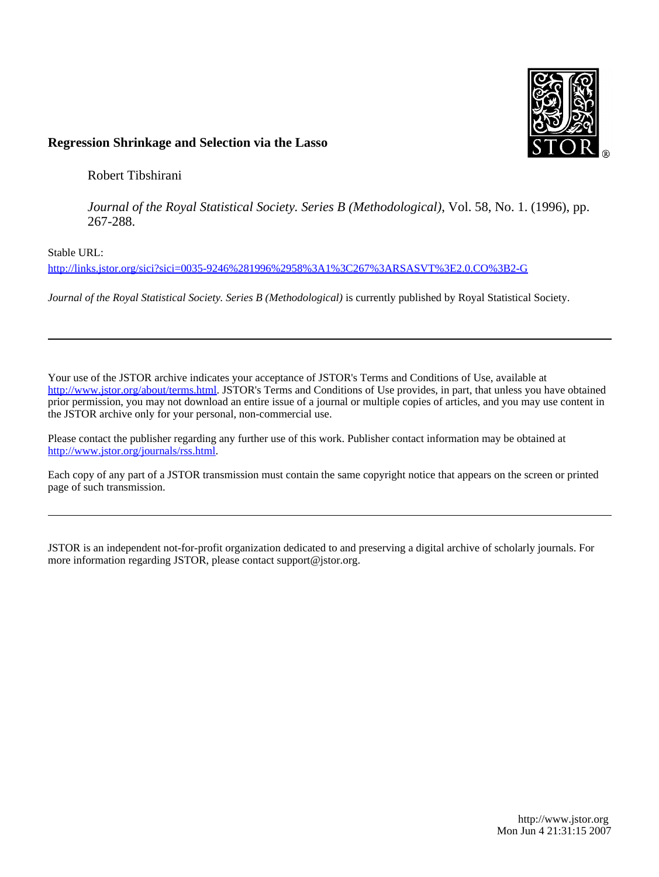**Regression Shrinkage and Selection via the Lasso**

Robert Tibshirani

*Journal of the Royal Statistical Society. Series B (Methodological)*, Vol. 58, No. 1. (1996), pp. 267-288.

Stable URL:

http://links.jstor.org/sici?sici=0035-9246%281996%2958%3A1%3C267%3ARSASVT%3E2.0.CO%3B2-G

*Journal of the Royal Statistical Society. Series B (Methodological)* is currently published by Royal Statistical Society.

---

Your use of the JSTOR archive indicates your acceptance of JSTOR's Terms and Conditions of Use, available at http://www.jstor.org/about/terms.html. JSTOR's Terms and Conditions of Use provides, in part, that unless you have obtained prior permission, you may not download an entire issue of a journal or multiple copies of articles, and you may use content in the JSTOR archive only for your personal, non-commercial use.

Please contact the publisher regarding any further use of this work. Publisher contact information may be obtained at http://www.jstor.org/journals/rss.html.

Each copy of any part of a JSTOR transmission must contain the same copyright notice that appears on the screen or printed page of such transmission.

---

JSTOR is an independent not-for-profit organization dedicated to and preserving a digital archive of scholarly journals. For more information regarding JSTOR, please contact support@jstor.org.

http://www.jstor.org
Mon Jun 4 21:31:15 2007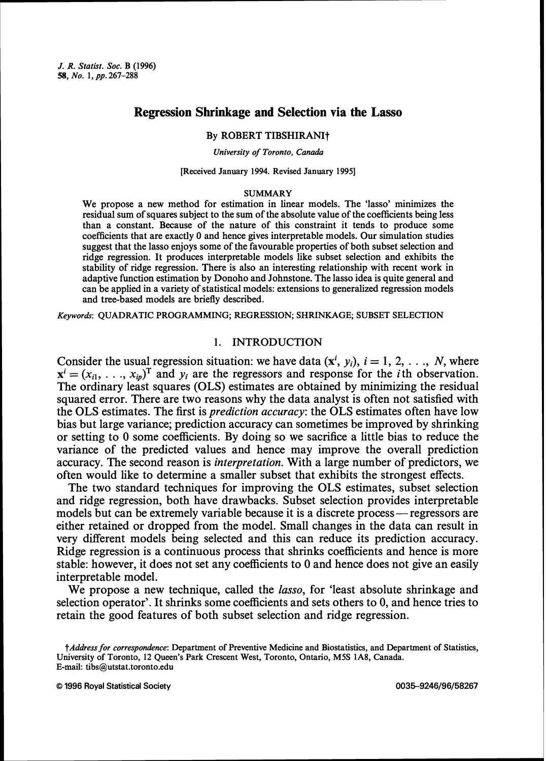# Regression Shrinkage and Selection via the Lasso

By ROBERT TIBSHIRANI†

*University of Toronto, Canada*

[Received January 1994. Revised January 1995]

## SUMMARY

We propose a new method for estimation in linear models. The 'lasso' minimizes the residual sum of squares subject to the sum of the absolute value of the coefficients being less than a constant. Because of the nature of this constraint it tends to produce some coefficients that are exactly 0 and hence gives interpretable models. Our simulation studies suggest that the lasso enjoys some of the favourable properties of both subset selection and ridge regression. It produces interpretable models like subset selection and exhibits the stability of ridge regression. There is also an interesting relationship with recent work in adaptive function estimation by Donoho and Johnstone. The lasso idea is quite general and can be applied in a variety of statistical models: extensions to generalized regression models and tree-based models are briefly described.

*Keywords*: QUADRATIC PROGRAMMING; REGRESSION; SHRINKAGE; SUBSET SELECTION

## 1. INTRODUCTION

Consider the usual regression situation: we have data $(\mathbf{x}^i, y_i)$, $i = 1, 2, \ldots, N$, where $\mathbf{x}^i = (x_{i1}, \ldots, x_{ip})^{\mathrm{T}}$ and $y_i$ are the regressors and response for the $i$th observation. The ordinary least squares (OLS) estimates are obtained by minimizing the residual squared error. There are two reasons why the data analyst is often not satisfied with the OLS estimates. The first is *prediction accuracy*: the OLS estimates often have low bias but large variance; prediction accuracy can sometimes be improved by shrinking or setting to 0 some coefficients. By doing so we sacrifice a little bias to reduce the variance of the predicted values and hence may improve the overall prediction accuracy. The second reason is *interpretation*. With a large number of predictors, we often would like to determine a smaller subset that exhibits the strongest effects.

The two standard techniques for improving the OLS estimates, subset selection and ridge regression, both have drawbacks. Subset selection provides interpretable models but can be extremely variable because it is a discrete process — regressors are either retained or dropped from the model. Small changes in the data can result in very different models being selected and this can reduce its prediction accuracy. Ridge regression is a continuous process that shrinks coefficients and hence is more stable: however, it does not set any coefficients to 0 and hence does not give an easily interpretable model.

We propose a new technique, called the *lasso*, for 'least absolute shrinkage and selection operator'. It shrinks some coefficients and sets others to 0, and hence tries to retain the good features of both subset selection and ridge regression.

†*Address for correspondence*: Department of Preventive Medicine and Biostatistics, and Department of Statistics, University of Toronto, 12 Queen's Park Crescent West, Toronto, Ontario, M5S 1A8, Canada.
E-mail: tibs@utstat.toronto.edu

© 1996 Royal Statistical Society 0035–9246/96/58267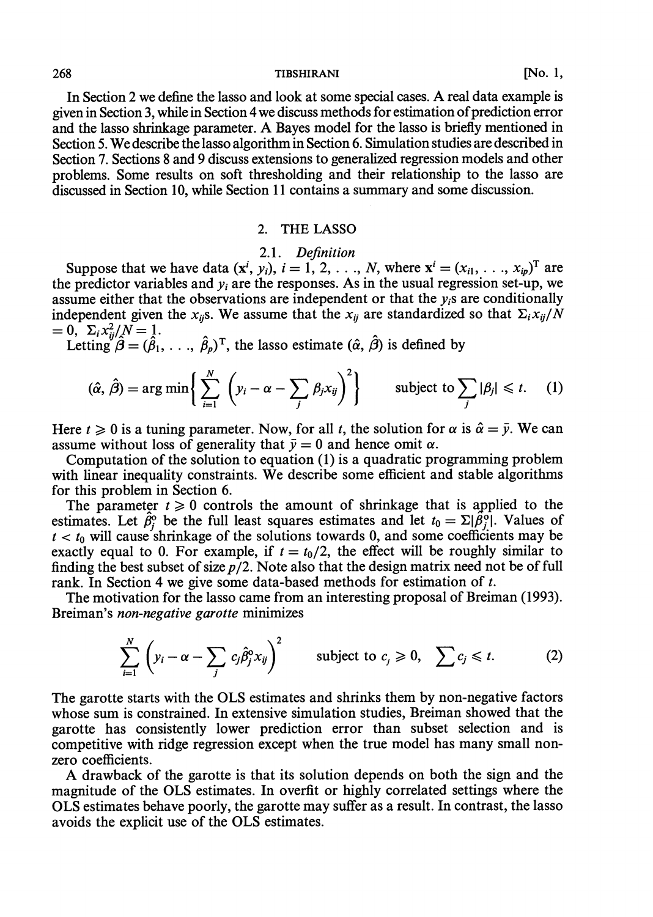In Section 2 we define the lasso and look at some special cases. A real data example is given in Section 3, while in Section 4 we discuss methods for estimation of prediction error and the lasso shrinkage parameter. A Bayes model for the lasso is briefly mentioned in Section 5. We describe the lasso algorithm in Section 6. Simulation studies are described in Section 7. Sections 8 and 9 discuss extensions to generalized regression models and other problems. Some results on soft thresholding and their relationship to the lasso are discussed in Section 10, while Section 11 contains a summary and some discussion.

## 2. THE LASSO

### 2.1. *Definition*

Suppose that we have data $(\mathbf{x}^i, y_i)$, $i = 1, 2, \ldots, N$, where $\mathbf{x}^i = (x_{i1}, \ldots, x_{ip})^{\mathrm{T}}$ are the predictor variables and $y_i$ are the responses. As in the usual regression set-up, we assume either that the observations are independent or that the $y_i$s are conditionally independent given the $x_{ij}$s. We assume that the $x_{ij}$ are standardized so that $\Sigma_i x_{ij}/N = 0$, $\Sigma_i x_{ij}^2/N = 1$.

Letting $\hat{\beta} = (\hat{\beta}_1, \ldots, \hat{\beta}_p)^{\mathrm{T}}$, the lasso estimate $(\hat{\alpha}, \hat{\beta})$ is defined by

$$(\hat{\alpha}, \hat{\beta}) = \arg\min\left\{\sum_{i=1}^{N}\left(y_i - \alpha - \sum_j \beta_j x_{ij}\right)^2\right\} \qquad \text{subject to} \sum_j |\beta_j| \leqslant t. \qquad (1)$$

Here $t \geqslant 0$ is a tuning parameter. Now, for all $t$, the solution for $\alpha$ is $\hat{\alpha} = \bar{y}$. We can assume without loss of generality that $\bar{y} = 0$ and hence omit $\alpha$.

Computation of the solution to equation (1) is a quadratic programming problem with linear inequality constraints. We describe some efficient and stable algorithms for this problem in Section 6.

The parameter $t \geqslant 0$ controls the amount of shrinkage that is applied to the estimates. Let $\hat{\beta}_j^{\mathrm{o}}$ be the full least squares estimates and let $t_0 = \Sigma|\hat{\beta}_j^{\mathrm{o}}|$. Values of $t < t_0$ will cause shrinkage of the solutions towards 0, and some coefficients may be exactly equal to 0. For example, if $t = t_0/2$, the effect will be roughly similar to finding the best subset of size $p/2$. Note also that the design matrix need not be of full rank. In Section 4 we give some data-based methods for estimation of $t$.

The motivation for the lasso came from an interesting proposal of Breiman (1993). Breiman's *non-negative garotte* minimizes

$$\sum_{i=1}^{N}\left(y_i - \alpha - \sum_j c_j \hat{\beta}_j^{\mathrm{o}} x_{ij}\right)^2 \qquad \text{subject to } c_j \geqslant 0, \ \sum c_j \leqslant t. \qquad (2)$$

The garotte starts with the OLS estimates and shrinks them by non-negative factors whose sum is constrained. In extensive simulation studies, Breiman showed that the garotte has consistently lower prediction error than subset selection and is competitive with ridge regression except when the true model has many small non-zero coefficients.

A drawback of the garotte is that its solution depends on both the sign and the magnitude of the OLS estimates. In overfit or highly correlated settings where the OLS estimates behave poorly, the garotte may suffer as a result. In contrast, the lasso avoids the explicit use of the OLS estimates.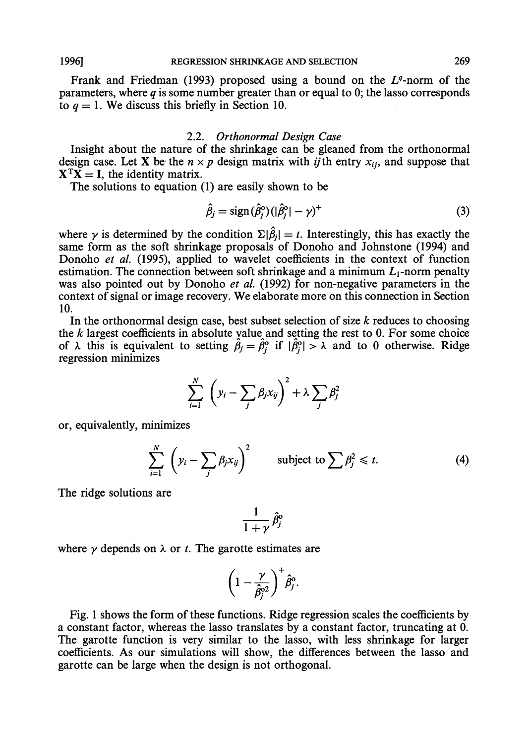Frank and Friedman (1993) proposed using a bound on the $L^q$-norm of the parameters, where $q$ is some number greater than or equal to 0; the lasso corresponds to $q = 1$. We discuss this briefly in Section 10.

### 2.2. *Orthonormal Design Case*

Insight about the nature of the shrinkage can be gleaned from the orthonormal design case. Let $\mathbf{X}$ be the $n \times p$ design matrix with $ij$th entry $x_{ij}$, and suppose that $\mathbf{X}^T\mathbf{X} = \mathbf{I}$, the identity matrix.

The solutions to equation (1) are easily shown to be

$$\hat{\beta}_j = \text{sign}(\hat{\beta}_j^o)(|\hat{\beta}_j^o| - \gamma)^+ \tag{3}$$

where $\gamma$ is determined by the condition $\Sigma|\hat{\beta}_j| = t$. Interestingly, this has exactly the same form as the soft shrinkage proposals of Donoho and Johnstone (1994) and Donoho *et al.* (1995), applied to wavelet coefficients in the context of function estimation. The connection between soft shrinkage and a minimum $L_1$-norm penalty was also pointed out by Donoho *et al.* (1992) for non-negative parameters in the context of signal or image recovery. We elaborate more on this connection in Section 10.

In the orthonormal design case, best subset selection of size $k$ reduces to choosing the $k$ largest coefficients in absolute value and setting the rest to 0. For some choice of $\lambda$ this is equivalent to setting $\hat{\beta}_j = \hat{\beta}_j^o$ if $|\hat{\beta}_j^o| > \lambda$ and to 0 otherwise. Ridge regression minimizes

$$\sum_{i=1}^{N} \left( y_i - \sum_j \beta_j x_{ij} \right)^2 + \lambda \sum_j \beta_j^2$$

or, equivalently, minimizes

$$\sum_{i=1}^{N} \left( y_i - \sum_j \beta_j x_{ij} \right)^2 \qquad \text{subject to} \sum \beta_j^2 \leqslant t. \tag{4}$$

The ridge solutions are

$$\frac{1}{1+\gamma} \hat{\beta}_j^o$$

where $\gamma$ depends on $\lambda$ or $t$. The garotte estimates are

$$\left( 1 - \frac{\gamma}{\hat{\beta}_j^{o2}} \right)^+ \hat{\beta}_j^o.$$

Fig. 1 shows the form of these functions. Ridge regression scales the coefficients by a constant factor, whereas the lasso translates by a constant factor, truncating at 0. The garotte function is very similar to the lasso, with less shrinkage for larger coefficients. As our simulations will show, the differences between the lasso and garotte can be large when the design is not orthogonal.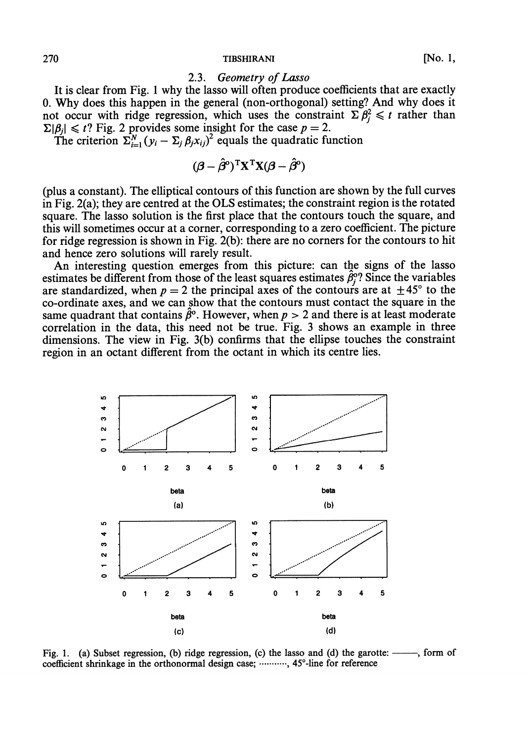### 2.3. *Geometry of Lasso*

It is clear from Fig. 1 why the lasso will often produce coefficients that are exactly 0. Why does this happen in the general (non-orthogonal) setting? And why does it not occur with ridge regression, which uses the constraint $\Sigma \beta_j^2 \leqslant t$ rather than $\Sigma|\beta_j| \leqslant t$? Fig. 2 provides some insight for the case $p = 2$.

The criterion $\Sigma_{i=1}^N (y_i - \Sigma_j \beta_j x_{ij})^2$ equals the quadratic function

$$(\boldsymbol{\beta} - \hat{\boldsymbol{\beta}}^{\mathrm{o}})^{\mathrm{T}}\mathbf{X}^{\mathrm{T}}\mathbf{X}(\boldsymbol{\beta} - \hat{\boldsymbol{\beta}}^{\mathrm{o}})$$

(plus a constant). The elliptical contours of this function are shown by the full curves in Fig. 2(a); they are centred at the OLS estimates; the constraint region is the rotated square. The lasso solution is the first place that the contours touch the square, and this will sometimes occur at a corner, corresponding to a zero coefficient. The picture for ridge regression is shown in Fig. 2(b): there are no corners for the contours to hit and hence zero solutions will rarely result.

An interesting question emerges from this picture: can the signs of the lasso estimates be different from those of the least squares estimates $\hat{\beta}_j^{\mathrm{o}}$? Since the variables are standardized, when $p = 2$ the principal axes of the contours are at $\pm 45°$ to the co-ordinate axes, and we can show that the contours must contact the square in the same quadrant that contains $\hat{\boldsymbol{\beta}}^{\mathrm{o}}$. However, when $p > 2$ and there is at least moderate correlation in the data, this need not be true. Fig. 3 shows an example in three dimensions. The view in Fig. 3(b) confirms that the ellipse touches the constraint region in an octant different from the octant in which its centre lies.

Fig. 1. (a) Subset regression, (b) ridge regression, (c) the lasso and (d) the garotte: ———, form of coefficient shrinkage in the orthonormal design case; ··········, 45°-line for reference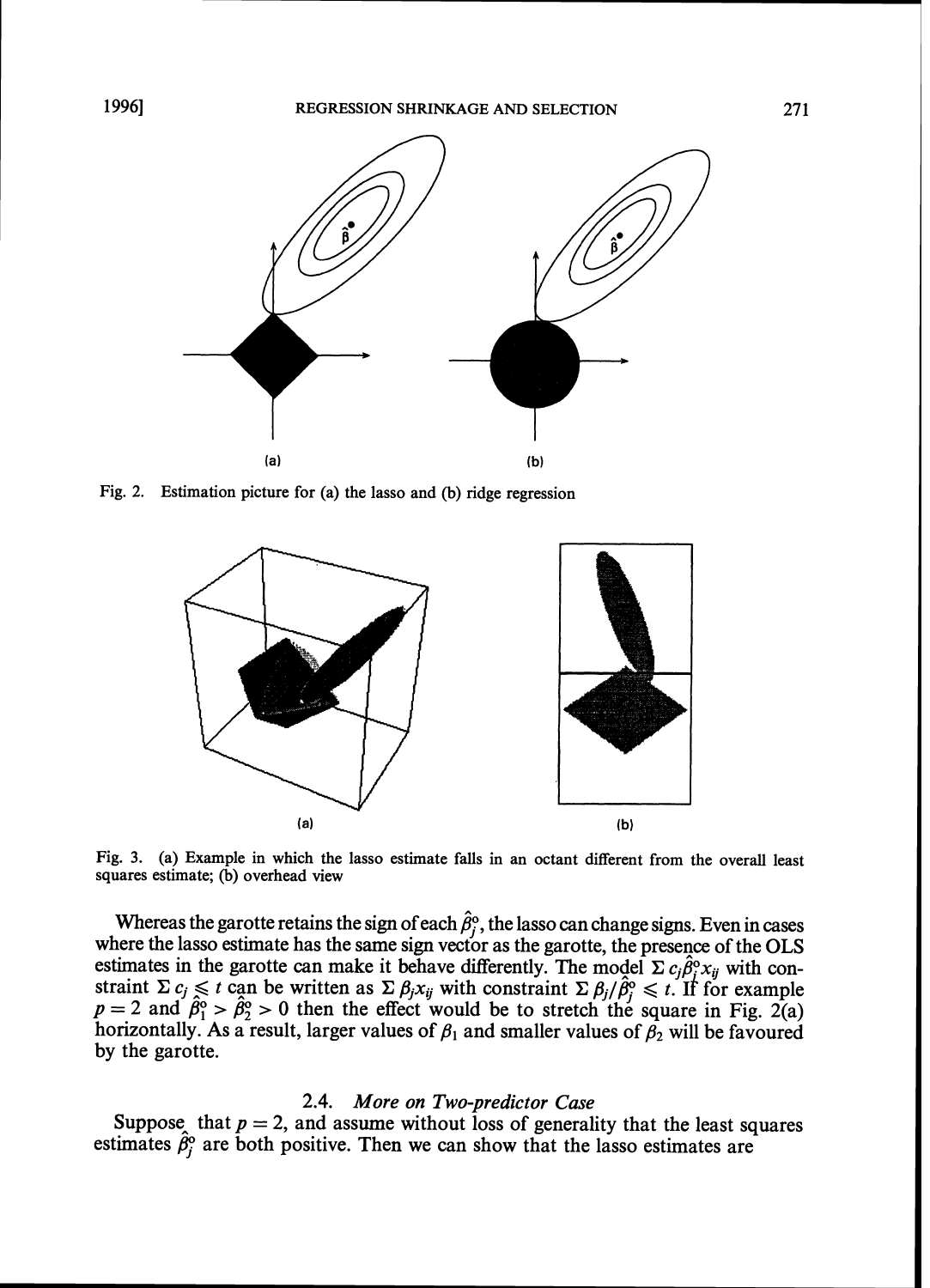Fig. 2. Estimation picture for (a) the lasso and (b) ridge regression

Fig. 3. (a) Example in which the lasso estimate falls in an octant different from the overall least squares estimate; (b) overhead view

Whereas the garotte retains the sign of each $\hat{\beta}_j^o$, the lasso can change signs. Even in cases where the lasso estimate has the same sign vector as the garotte, the presence of the OLS estimates in the garotte can make it behave differently. The model $\Sigma\, c_j \hat{\beta}_j^o x_{ij}$ with constraint $\Sigma\, c_j \leqslant t$ can be written as $\Sigma\, \beta_j x_{ij}$ with constraint $\Sigma\, \beta_j / \hat{\beta}_j^o \leqslant t$. If for example $p = 2$ and $\hat{\beta}_1^o > \hat{\beta}_2^o > 0$ then the effect would be to stretch the square in Fig. 2(a) horizontally. As a result, larger values of $\beta_1$ and smaller values of $\beta_2$ will be favoured by the garotte.

### 2.4. *More on Two-predictor Case*

Suppose that $p = 2$, and assume without loss of generality that the least squares estimates $\hat{\beta}_j^o$ are both positive. Then we can show that the lasso estimates are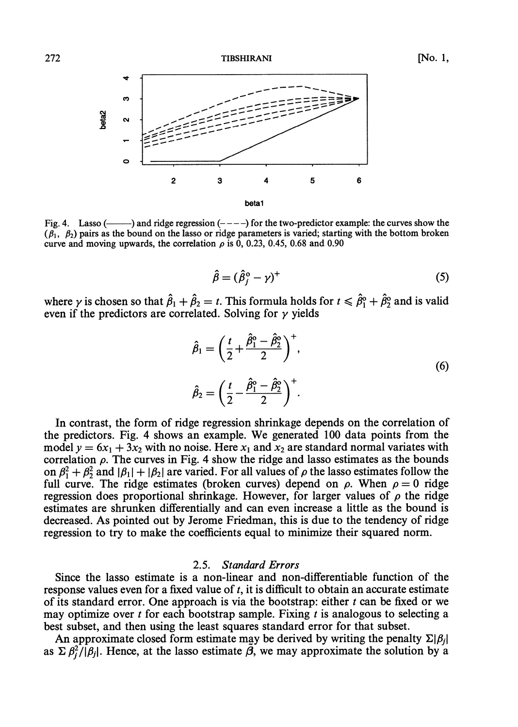Fig. 4. Lasso (———) and ridge regression (– – – –) for the two-predictor example: the curves show the ($\beta_1$, $\beta_2$) pairs as the bound on the lasso or ridge parameters is varied; starting with the bottom broken curve and moving upwards, the correlation $\rho$ is 0, 0.23, 0.45, 0.68 and 0.90

$$\hat{\beta} = (\hat{\beta}_j^{\text{o}} - \gamma)^+ \tag{5}$$

where $\gamma$ is chosen so that $\hat{\beta}_1 + \hat{\beta}_2 = t$. This formula holds for $t \leqslant \hat{\beta}_1^{\text{o}} + \hat{\beta}_2^{\text{o}}$ and is valid even if the predictors are correlated. Solving for $\gamma$ yields

$$\begin{aligned} \hat{\beta}_1 &= \left(\frac{t}{2} + \frac{\hat{\beta}_1^{\text{o}} - \hat{\beta}_2^{\text{o}}}{2}\right)^+, \\ \hat{\beta}_2 &= \left(\frac{t}{2} - \frac{\hat{\beta}_1^{\text{o}} - \hat{\beta}_2^{\text{o}}}{2}\right)^+. \end{aligned} \tag{6}$$

In contrast, the form of ridge regression shrinkage depends on the correlation of the predictors. Fig. 4 shows an example. We generated 100 data points from the model $y = 6x_1 + 3x_2$ with no noise. Here $x_1$ and $x_2$ are standard normal variates with correlation $\rho$. The curves in Fig. 4 show the ridge and lasso estimates as the bounds on $\beta_1^2 + \beta_2^2$ and $|\beta_1| + |\beta_2|$ are varied. For all values of $\rho$ the lasso estimates follow the full curve. The ridge estimates (broken curves) depend on $\rho$. When $\rho = 0$ ridge regression does proportional shrinkage. However, for larger values of $\rho$ the ridge estimates are shrunken differentially and can even increase a little as the bound is decreased. As pointed out by Jerome Friedman, this is due to the tendency of ridge regression to try to make the coefficients equal to minimize their squared norm.

### 2.5. *Standard Errors*

Since the lasso estimate is a non-linear and non-differentiable function of the response values even for a fixed value of $t$, it is difficult to obtain an accurate estimate of its standard error. One approach is via the bootstrap: either $t$ can be fixed or we may optimize over $t$ for each bootstrap sample. Fixing $t$ is analogous to selecting a best subset, and then using the least squares standard error for that subset.

An approximate closed form estimate may be derived by writing the penalty $\Sigma|\beta_j|$ as $\Sigma\, \beta_j^2/|\beta_j|$. Hence, at the lasso estimate $\tilde{\beta}$, we may approximate the solution by a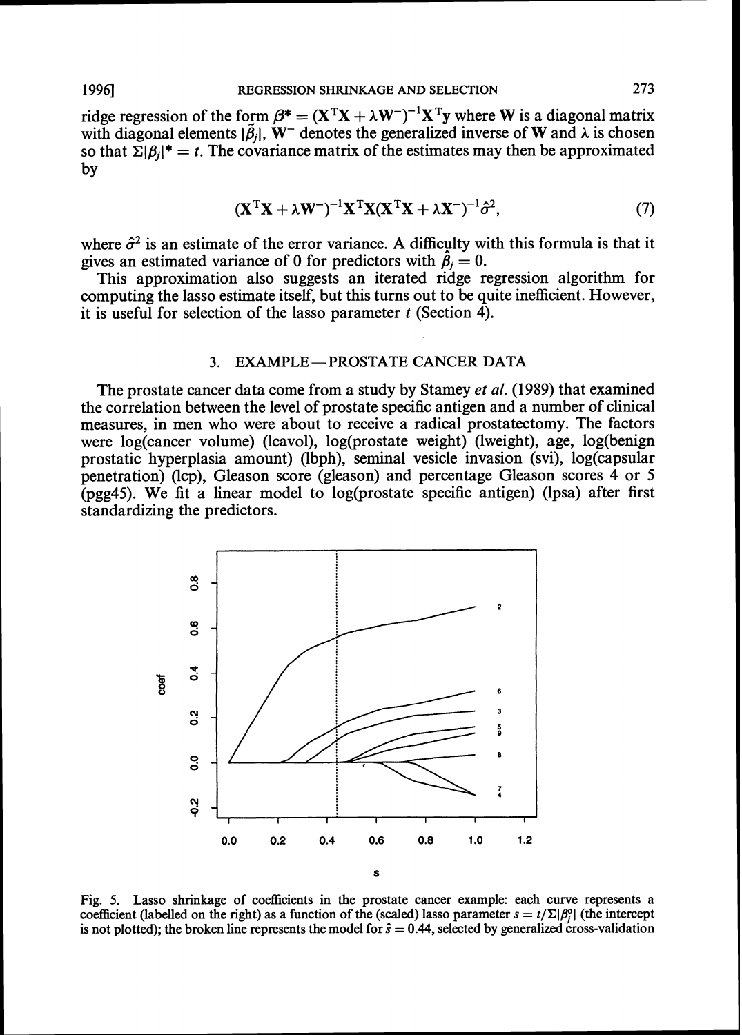ridge regression of the form $\beta^* = (\mathbf{X}^T\mathbf{X} + \lambda\mathbf{W}^-)^{-1}\mathbf{X}^T\mathbf{y}$ where $\mathbf{W}$ is a diagonal matrix with diagonal elements $|\tilde{\beta}_j|$, $\mathbf{W}^-$ denotes the generalized inverse of $\mathbf{W}$ and $\lambda$ is chosen so that $\Sigma|\beta_j|^* = t$. The covariance matrix of the estimates may then be approximated by

$$(\mathbf{X}^T\mathbf{X} + \lambda\mathbf{W}^-)^{-1}\mathbf{X}^T\mathbf{X}(\mathbf{X}^T\mathbf{X} + \lambda\mathbf{X}^-)^{-1}\hat{\sigma}^2, \tag{7}$$

where $\hat{\sigma}^2$ is an estimate of the error variance. A difficulty with this formula is that it gives an estimated variance of 0 for predictors with $\hat{\beta}_j = 0$.

This approximation also suggests an iterated ridge regression algorithm for computing the lasso estimate itself, but this turns out to be quite inefficient. However, it is useful for selection of the lasso parameter $t$ (Section 4).

## 3. EXAMPLE—PROSTATE CANCER DATA

The prostate cancer data come from a study by Stamey *et al.* (1989) that examined the correlation between the level of prostate specific antigen and a number of clinical measures, in men who were about to receive a radical prostatectomy. The factors were log(cancer volume) (lcavol), log(prostate weight) (lweight), age, log(benign prostatic hyperplasia amount) (lbph), seminal vesicle invasion (svi), log(capsular penetration) (lcp), Gleason score (gleason) and percentage Gleason scores 4 or 5 (pgg45). We fit a linear model to log(prostate specific antigen) (lpsa) after first standardizing the predictors.

Fig. 5. Lasso shrinkage of coefficients in the prostate cancer example: each curve represents a coefficient (labelled on the right) as a function of the (scaled) lasso parameter $s = t/\Sigma|\beta_j^o|$ (the intercept is not plotted); the broken line represents the model for $\hat{s} = 0.44$, selected by generalized cross-validation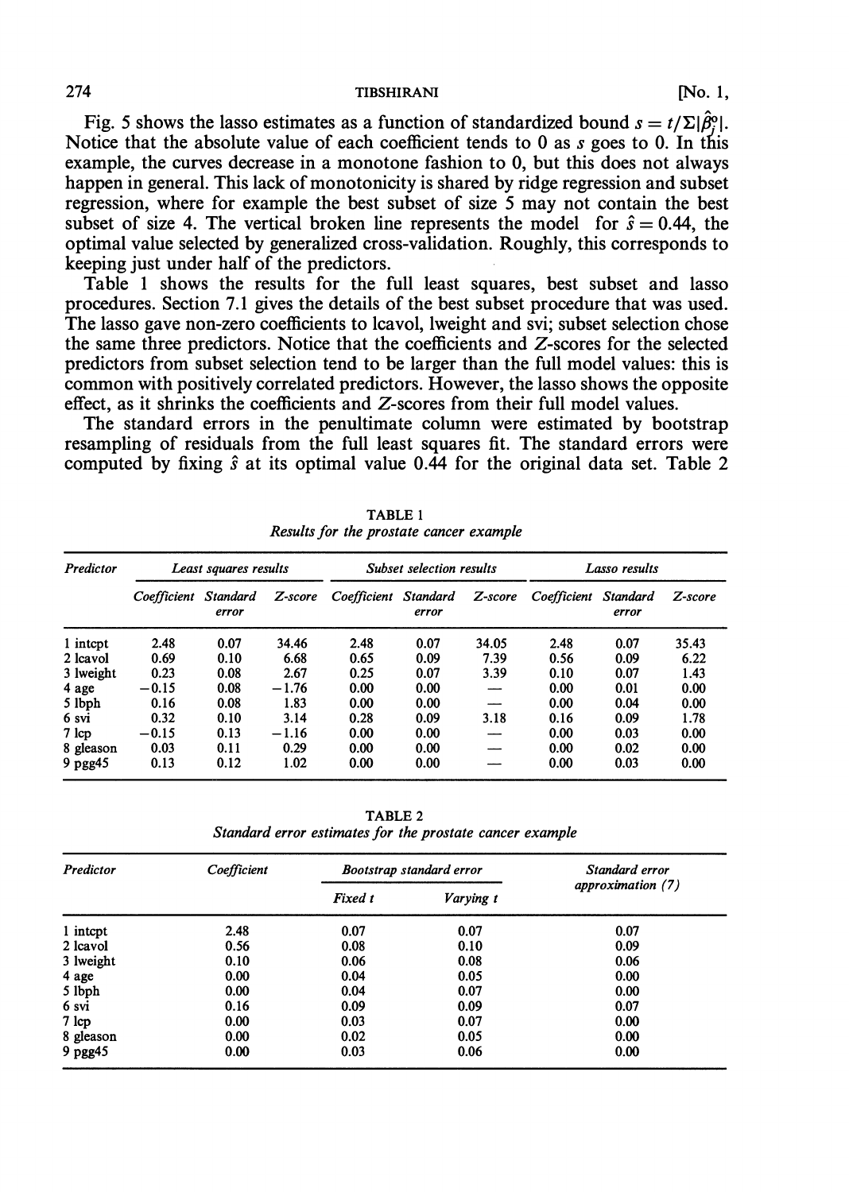Fig. 5 shows the lasso estimates as a function of standardized bound $s = t/\Sigma|\hat{\beta}_j^o|$. Notice that the absolute value of each coefficient tends to 0 as $s$ goes to 0. In this example, the curves decrease in a monotone fashion to 0, but this does not always happen in general. This lack of monotonicity is shared by ridge regression and subset regression, where for example the best subset of size 5 may not contain the best subset of size 4. The vertical broken line represents the model for $\hat{s} = 0.44$, the optimal value selected by generalized cross-validation. Roughly, this corresponds to keeping just under half of the predictors.

Table 1 shows the results for the full least squares, best subset and lasso procedures. Section 7.1 gives the details of the best subset procedure that was used. The lasso gave non-zero coefficients to lcavol, lweight and svi; subset selection chose the same three predictors. Notice that the coefficients and $Z$-scores for the selected predictors from subset selection tend to be larger than the full model values: this is common with positively correlated predictors. However, the lasso shows the opposite effect, as it shrinks the coefficients and $Z$-scores from their full model values.

The standard errors in the penultimate column were estimated by bootstrap resampling of residuals from the full least squares fit. The standard errors were computed by fixing $\hat{s}$ at its optimal value 0.44 for the original data set. Table 2

TABLE 1
*Results for the prostate cancer example*

| Predictor | *Least squares results* | | | *Subset selection results* | | | *Lasso results* | | |
|---|---|---|---|---|---|---|---|---|---|
| | *Coefficient* | *Standard error* | *Z-score* | *Coefficient* | *Standard error* | *Z-score* | *Coefficient* | *Standard error* | *Z-score* |
| 1 intcpt | 2.48 | 0.07 | 34.46 | 2.48 | 0.07 | 34.05 | 2.48 | 0.07 | 35.43 |
| 2 lcavol | 0.69 | 0.10 | 6.68 | 0.65 | 0.09 | 7.39 | 0.56 | 0.09 | 6.22 |
| 3 lweight | 0.23 | 0.08 | 2.67 | 0.25 | 0.07 | 3.39 | 0.10 | 0.07 | 1.43 |
| 4 age | −0.15 | 0.08 | −1.76 | 0.00 | 0.00 | — | 0.00 | 0.01 | 0.00 |
| 5 lbph | 0.16 | 0.08 | 1.83 | 0.00 | 0.00 | — | 0.00 | 0.04 | 0.00 |
| 6 svi | 0.32 | 0.10 | 3.14 | 0.28 | 0.09 | 3.18 | 0.16 | 0.09 | 1.78 |
| 7 lcp | −0.15 | 0.13 | −1.16 | 0.00 | 0.00 | — | 0.00 | 0.03 | 0.00 |
| 8 gleason | 0.03 | 0.11 | 0.29 | 0.00 | 0.00 | — | 0.00 | 0.02 | 0.00 |
| 9 pgg45 | 0.13 | 0.12 | 1.02 | 0.00 | 0.00 | — | 0.00 | 0.03 | 0.00 |

TABLE 2
*Standard error estimates for the prostate cancer example*

| Predictor | *Coefficient* | *Bootstrap standard error* | | *Standard error approximation (7)* |
|---|---|---|---|---|
| | | *Fixed t* | *Varying t* | |
| 1 intcpt | 2.48 | 0.07 | 0.07 | 0.07 |
| 2 lcavol | 0.56 | 0.08 | 0.10 | 0.09 |
| 3 lweight | 0.10 | 0.06 | 0.08 | 0.06 |
| 4 age | 0.00 | 0.04 | 0.05 | 0.00 |
| 5 lbph | 0.00 | 0.04 | 0.07 | 0.00 |
| 6 svi | 0.16 | 0.09 | 0.09 | 0.07 |
| 7 lcp | 0.00 | 0.03 | 0.07 | 0.00 |
| 8 gleason | 0.00 | 0.02 | 0.05 | 0.00 |
| 9 pgg45 | 0.00 | 0.03 | 0.06 | 0.00 |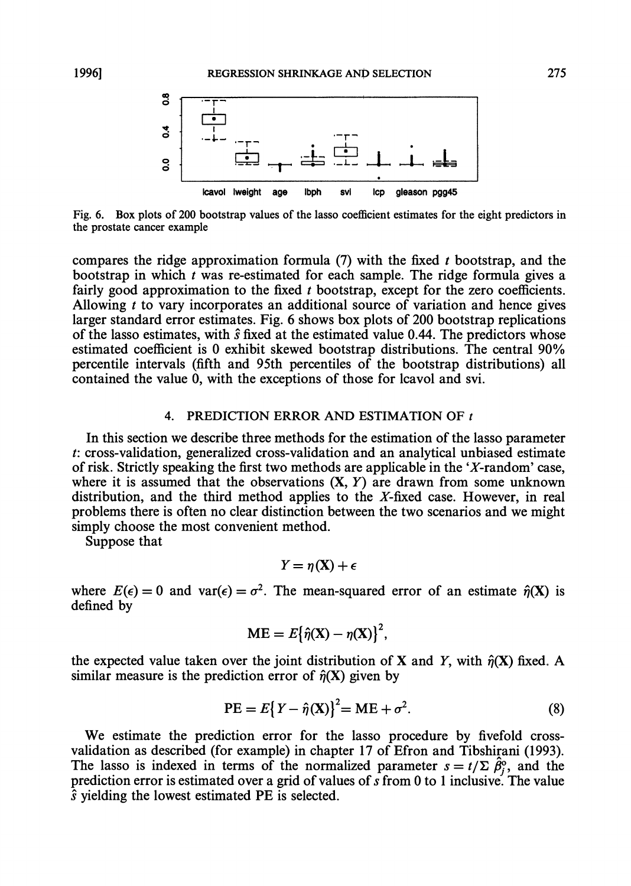Fig. 6. Box plots of 200 bootstrap values of the lasso coefficient estimates for the eight predictors in the prostate cancer example

compares the ridge approximation formula (7) with the fixed $t$ bootstrap, and the bootstrap in which $t$ was re-estimated for each sample. The ridge formula gives a fairly good approximation to the fixed $t$ bootstrap, except for the zero coefficients. Allowing $t$ to vary incorporates an additional source of variation and hence gives larger standard error estimates. Fig. 6 shows box plots of 200 bootstrap replications of the lasso estimates, with $\hat{s}$ fixed at the estimated value 0.44. The predictors whose estimated coefficient is 0 exhibit skewed bootstrap distributions. The central 90% percentile intervals (fifth and 95th percentiles of the bootstrap distributions) all contained the value 0, with the exceptions of those for lcavol and svi.

## 4. PREDICTION ERROR AND ESTIMATION OF $t$

In this section we describe three methods for the estimation of the lasso parameter $t$: cross-validation, generalized cross-validation and an analytical unbiased estimate of risk. Strictly speaking the first two methods are applicable in the '$X$-random' case, where it is assumed that the observations $(\mathbf{X}, Y)$ are drawn from some unknown distribution, and the third method applies to the $X$-fixed case. However, in real problems there is often no clear distinction between the two scenarios and we might simply choose the most convenient method.

Suppose that

$$Y = \eta(\mathbf{X}) + \epsilon$$

where $E(\epsilon) = 0$ and $\text{var}(\epsilon) = \sigma^2$. The mean-squared error of an estimate $\hat{\eta}(\mathbf{X})$ is defined by

$$\text{ME} = E\{\hat{\eta}(\mathbf{X}) - \eta(\mathbf{X})\}^2,$$

the expected value taken over the joint distribution of $\mathbf{X}$ and $Y$, with $\hat{\eta}(\mathbf{X})$ fixed. A similar measure is the prediction error of $\hat{\eta}(\mathbf{X})$ given by

$$\text{PE} = E\{Y - \hat{\eta}(\mathbf{X})\}^2 = \text{ME} + \sigma^2. \tag{8}$$

We estimate the prediction error for the lasso procedure by fivefold cross-validation as described (for example) in chapter 17 of Efron and Tibshirani (1993). The lasso is indexed in terms of the normalized parameter $s = t/\Sigma\, \hat{\beta}_j^{\text{o}}$, and the prediction error is estimated over a grid of values of $s$ from 0 to 1 inclusive. The value $\hat{s}$ yielding the lowest estimated PE is selected.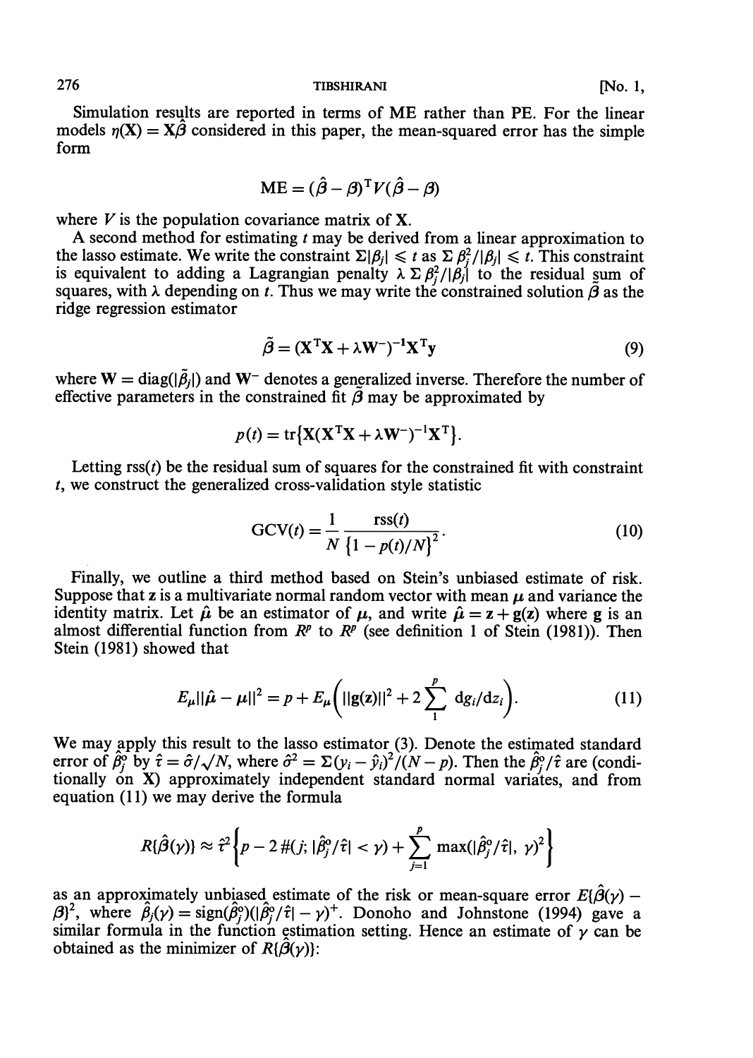Simulation results are reported in terms of ME rather than PE. For the linear models $\eta(\mathbf{X}) = \mathbf{X}\hat{\beta}$ considered in this paper, the mean-squared error has the simple form

$$\mathrm{ME} = (\hat{\beta} - \beta)^{\mathrm{T}} V (\hat{\beta} - \beta)$$

where $V$ is the population covariance matrix of $\mathbf{X}$.

A second method for estimating $t$ may be derived from a linear approximation to the lasso estimate. We write the constraint $\Sigma|\beta_j| \leqslant t$ as $\Sigma\, \beta_j^2/|\beta_j| \leqslant t$. This constraint is equivalent to adding a Lagrangian penalty $\lambda\, \Sigma\, \beta_j^2/|\beta_j|$ to the residual sum of squares, with $\lambda$ depending on $t$. Thus we may write the constrained solution $\tilde{\beta}$ as the ridge regression estimator

$$\tilde{\beta} = (\mathbf{X}^{\mathrm{T}}\mathbf{X} + \lambda \mathbf{W}^{-})^{-1}\mathbf{X}^{\mathrm{T}}\mathbf{y} \tag{9}$$

where $\mathbf{W} = \mathrm{diag}(|\tilde{\beta}_j|)$ and $\mathbf{W}^{-}$ denotes a generalized inverse. Therefore the number of effective parameters in the constrained fit $\tilde{\beta}$ may be approximated by

$$p(t) = \mathrm{tr}\{\mathbf{X}(\mathbf{X}^{\mathrm{T}}\mathbf{X} + \lambda \mathbf{W}^{-})^{-1}\mathbf{X}^{\mathrm{T}}\}.$$

Letting $\mathrm{rss}(t)$ be the residual sum of squares for the constrained fit with constraint $t$, we construct the generalized cross-validation style statistic

$$\mathrm{GCV}(t) = \frac{1}{N}\, \frac{\mathrm{rss}(t)}{\{1 - p(t)/N\}^2}. \tag{10}$$

Finally, we outline a third method based on Stein's unbiased estimate of risk. Suppose that $\mathbf{z}$ is a multivariate normal random vector with mean $\boldsymbol{\mu}$ and variance the identity matrix. Let $\hat{\boldsymbol{\mu}}$ be an estimator of $\boldsymbol{\mu}$, and write $\hat{\boldsymbol{\mu}} = \mathbf{z} + \mathbf{g}(\mathbf{z})$ where $\mathbf{g}$ is an almost differential function from $R^p$ to $R^p$ (see definition 1 of Stein (1981)). Then Stein (1981) showed that

$$E_{\mu}\|\hat{\boldsymbol{\mu}} - \boldsymbol{\mu}\|^2 = p + E_{\mu}\bigg(\|\mathbf{g}(\mathbf{z})\|^2 + 2\sum_{1}^{p} \mathrm{d}g_i/\mathrm{d}z_i\bigg). \tag{11}$$

We may apply this result to the lasso estimator (3). Denote the estimated standard error of $\hat{\beta}_j^{\mathrm{o}}$ by $\hat{\tau} = \hat{\sigma}/\sqrt{N}$, where $\hat{\sigma}^2 = \Sigma(y_i - \hat{y}_i)^2/(N - p)$. Then the $\hat{\beta}_j^{\mathrm{o}}/\hat{\tau}$ are (conditionally on $\mathbf{X}$) approximately independent standard normal variates, and from equation (11) we may derive the formula

$$R\{\hat{\beta}(\gamma)\} \approx \hat{\tau}^2\bigg\{p - 2\,\#(j;\, |\hat{\beta}_j^{\mathrm{o}}/\hat{\tau}| < \gamma) + \sum_{j=1}^{p} \max(|\hat{\beta}_j^{\mathrm{o}}/\hat{\tau}|,\, \gamma)^2\bigg\}$$

as an approximately unbiased estimate of the risk or mean-square error $E\{\hat{\beta}(\gamma) - \beta\}^2$, where $\hat{\beta}_j(\gamma) = \mathrm{sign}(\hat{\beta}_j^{\mathrm{o}})(|\hat{\beta}_j^{\mathrm{o}}/\hat{\tau}| - \gamma)^{+}$. Donoho and Johnstone (1994) gave a similar formula in the function estimation setting. Hence an estimate of $\gamma$ can be obtained as the minimizer of $R\{\hat{\beta}(\gamma)\}$: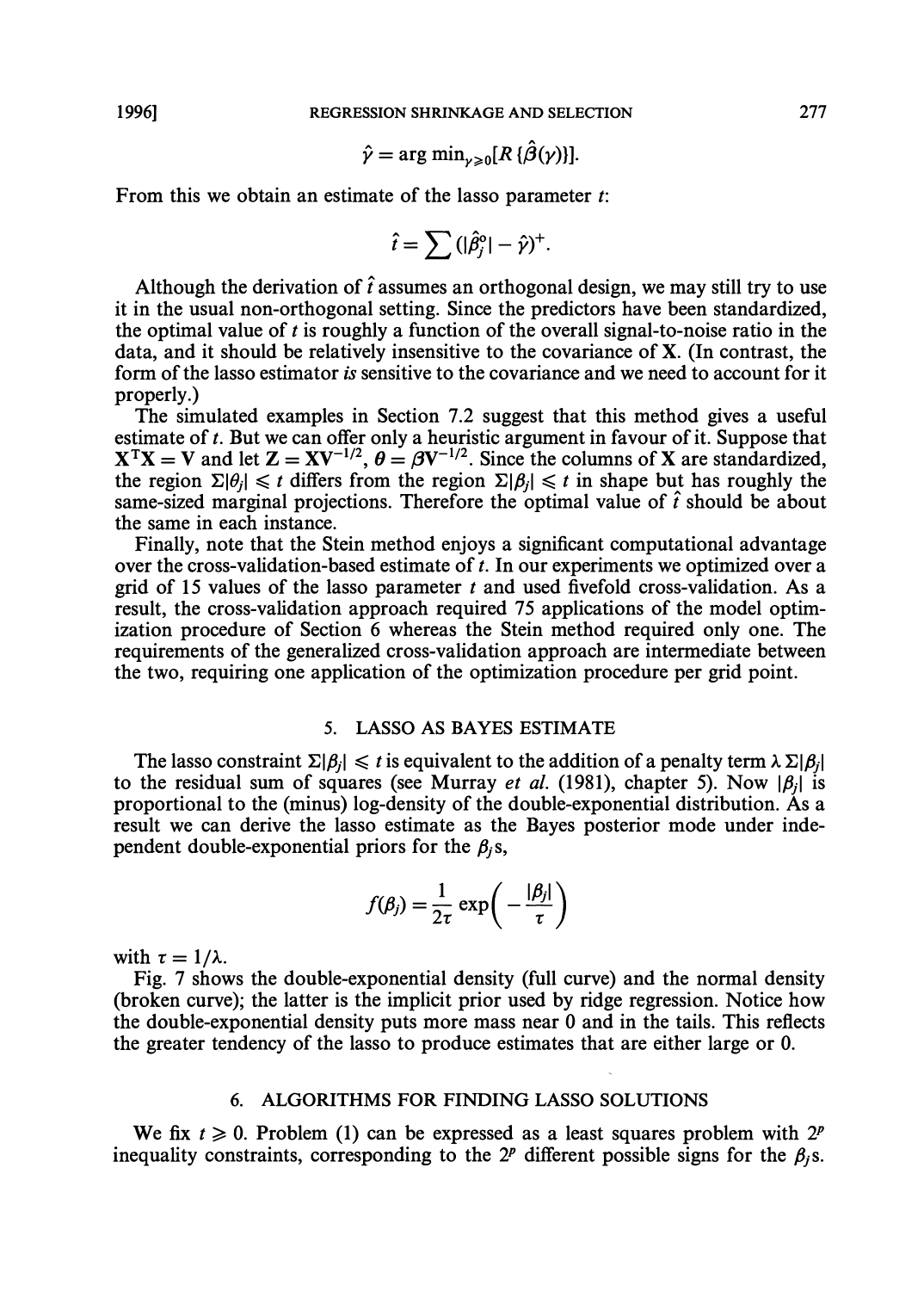$$\hat{\gamma} = \arg \min_{\gamma \geqslant 0}[R\{\hat{\beta}(\gamma)\}].$$

From this we obtain an estimate of the lasso parameter $t$:

$$\hat{t} = \sum (|\hat{\beta}_j^o| - \hat{\gamma})^+.$$

Although the derivation of $\hat{t}$ assumes an orthogonal design, we may still try to use it in the usual non-orthogonal setting. Since the predictors have been standardized, the optimal value of $t$ is roughly a function of the overall signal-to-noise ratio in the data, and it should be relatively insensitive to the covariance of $\mathbf{X}$. (In contrast, the form of the lasso estimator *is* sensitive to the covariance and we need to account for it properly.)

The simulated examples in Section 7.2 suggest that this method gives a useful estimate of $t$. But we can offer only a heuristic argument in favour of it. Suppose that $\mathbf{X}^{\mathrm{T}}\mathbf{X} = \mathbf{V}$ and let $\mathbf{Z} = \mathbf{X}\mathbf{V}^{-1/2}$, $\boldsymbol{\theta} = \boldsymbol{\beta}\mathbf{V}^{-1/2}$. Since the columns of $\mathbf{X}$ are standardized, the region $\Sigma|\theta_j| \leqslant t$ differs from the region $\Sigma|\beta_j| \leqslant t$ in shape but has roughly the same-sized marginal projections. Therefore the optimal value of $\hat{t}$ should be about the same in each instance.

Finally, note that the Stein method enjoys a significant computational advantage over the cross-validation-based estimate of $t$. In our experiments we optimized over a grid of 15 values of the lasso parameter $t$ and used fivefold cross-validation. As a result, the cross-validation approach required 75 applications of the model optimization procedure of Section 6 whereas the Stein method required only one. The requirements of the generalized cross-validation approach are intermediate between the two, requiring one application of the optimization procedure per grid point.

## 5. LASSO AS BAYES ESTIMATE

The lasso constraint $\Sigma|\beta_j| \leqslant t$ is equivalent to the addition of a penalty term $\lambda\,\Sigma|\beta_j|$ to the residual sum of squares (see Murray *et al.* (1981), chapter 5). Now $|\beta_j|$ is proportional to the (minus) log-density of the double-exponential distribution. As a result we can derive the lasso estimate as the Bayes posterior mode under independent double-exponential priors for the $\beta_j$s,

$$f(\beta_j) = \frac{1}{2\tau} \exp\left( -\frac{|\beta_j|}{\tau} \right)$$

with $\tau = 1/\lambda$.

Fig. 7 shows the double-exponential density (full curve) and the normal density (broken curve); the latter is the implicit prior used by ridge regression. Notice how the double-exponential density puts more mass near 0 and in the tails. This reflects the greater tendency of the lasso to produce estimates that are either large or 0.

## 6. ALGORITHMS FOR FINDING LASSO SOLUTIONS

We fix $t \geqslant 0$. Problem (1) can be expressed as a least squares problem with $2^p$ inequality constraints, corresponding to the $2^p$ different possible signs for the $\beta_j$s.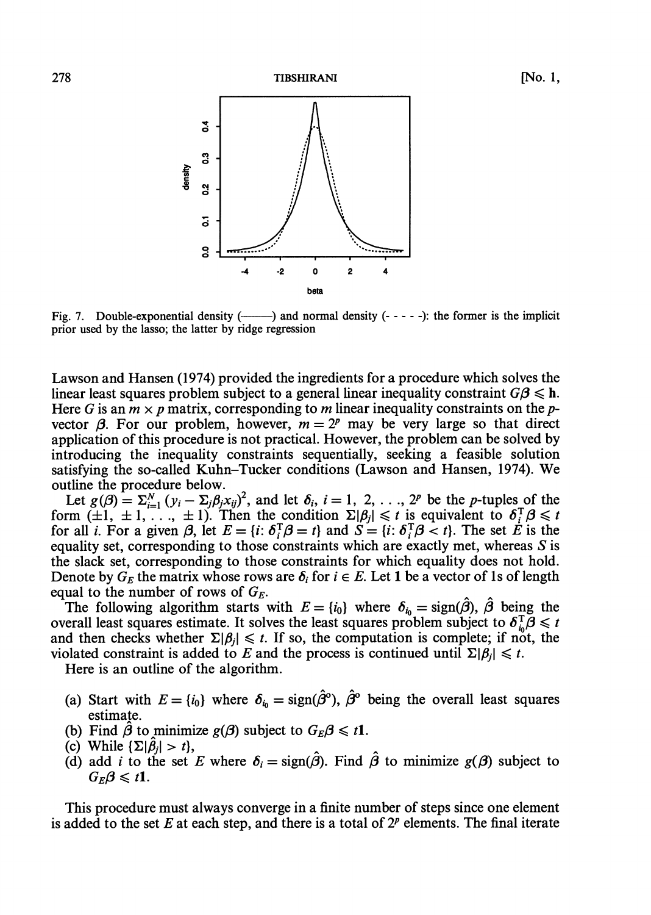Fig. 7. Double-exponential density (——) and normal density (- - - - -): the former is the implicit prior used by the lasso; the latter by ridge regression

Lawson and Hansen (1974) provided the ingredients for a procedure which solves the linear least squares problem subject to a general linear inequality constraint $G\boldsymbol{\beta} \leqslant \mathbf{h}$. Here $G$ is an $m \times p$ matrix, corresponding to $m$ linear inequality constraints on the $p$-vector $\boldsymbol{\beta}$. For our problem, however, $m = 2^p$ may be very large so that direct application of this procedure is not practical. However, the problem can be solved by introducing the inequality constraints sequentially, seeking a feasible solution satisfying the so-called Kuhn–Tucker conditions (Lawson and Hansen, 1974). We outline the procedure below.

Let $g(\boldsymbol{\beta}) = \Sigma_{i=1}^{N} (y_i - \Sigma_j \beta_j x_{ij})^2$, and let $\boldsymbol{\delta}_i$, $i = 1, 2, \ldots, 2^p$ be the $p$-tuples of the form $(\pm 1, \pm 1, \ldots, \pm 1)$. Then the condition $\Sigma |\beta_j| \leqslant t$ is equivalent to $\boldsymbol{\delta}_i^{\mathrm{T}} \boldsymbol{\beta} \leqslant t$ for all $i$. For a given $\boldsymbol{\beta}$, let $E = \{i\colon \boldsymbol{\delta}_i^{\mathrm{T}} \boldsymbol{\beta} = t\}$ and $S = \{i\colon \boldsymbol{\delta}_i^{\mathrm{T}} \boldsymbol{\beta} < t\}$. The set $E$ is the equality set, corresponding to those constraints which are exactly met, whereas $S$ is the slack set, corresponding to those constraints for which equality does not hold. Denote by $G_E$ the matrix whose rows are $\boldsymbol{\delta}_i$ for $i \in E$. Let $\mathbf{1}$ be a vector of 1s of length equal to the number of rows of $G_E$.

The following algorithm starts with $E = \{i_0\}$ where $\boldsymbol{\delta}_{i_0} = \mathrm{sign}(\hat{\boldsymbol{\beta}})$, $\hat{\boldsymbol{\beta}}$ being the overall least squares estimate. It solves the least squares problem subject to $\boldsymbol{\delta}_{i_0}^{\mathrm{T}} \boldsymbol{\beta} \leqslant t$ and then checks whether $\Sigma |\beta_j| \leqslant t$. If so, the computation is complete; if not, the violated constraint is added to $E$ and the process is continued until $\Sigma |\beta_j| \leqslant t$.

Here is an outline of the algorithm.

(a) Start with $E = \{i_0\}$ where $\boldsymbol{\delta}_{i_0} = \mathrm{sign}(\hat{\boldsymbol{\beta}}^{\mathrm{o}})$, $\hat{\boldsymbol{\beta}}^{\mathrm{o}}$ being the overall least squares estimate.
(b) Find $\hat{\boldsymbol{\beta}}$ to minimize $g(\boldsymbol{\beta})$ subject to $G_E \boldsymbol{\beta} \leqslant t\mathbf{1}$.
(c) While $\{\Sigma |\hat{\beta}_j| > t\}$,
(d) add $i$ to the set $E$ where $\boldsymbol{\delta}_i = \mathrm{sign}(\hat{\boldsymbol{\beta}})$. Find $\hat{\boldsymbol{\beta}}$ to minimize $g(\boldsymbol{\beta})$ subject to $G_E \boldsymbol{\beta} \leqslant t\mathbf{1}$.

This procedure must always converge in a finite number of steps since one element is added to the set $E$ at each step, and there is a total of $2^p$ elements. The final iterate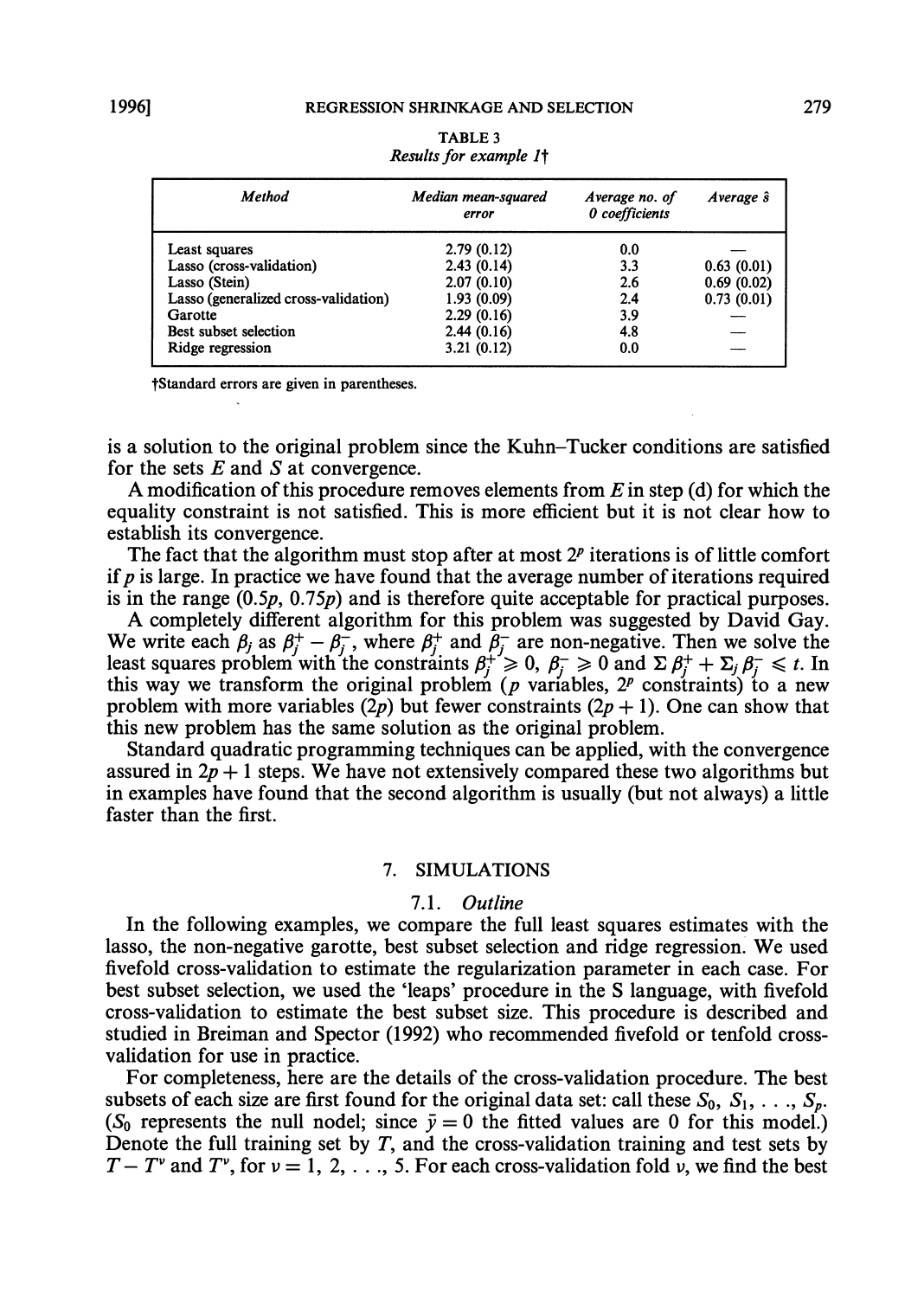TABLE 3

*Results for example 1*†

| *Method* | *Median mean-squared error* | *Average no. of 0 coefficients* | *Average $\hat{s}$* |
|---|---|---|---|
| Least squares | 2.79 (0.12) | 0.0 | — |
| Lasso (cross-validation) | 2.43 (0.14) | 3.3 | 0.63 (0.01) |
| Lasso (Stein) | 2.07 (0.10) | 2.6 | 0.69 (0.02) |
| Lasso (generalized cross-validation) | 1.93 (0.09) | 2.4 | 0.73 (0.01) |
| Garotte | 2.29 (0.16) | 3.9 | — |
| Best subset selection | 2.44 (0.16) | 4.8 | — |
| Ridge regression | 3.21 (0.12) | 0.0 | — |

†Standard errors are given in parentheses.

is a solution to the original problem since the Kuhn–Tucker conditions are satisfied for the sets $E$ and $S$ at convergence.

A modification of this procedure removes elements from $E$ in step (d) for which the equality constraint is not satisfied. This is more efficient but it is not clear how to establish its convergence.

The fact that the algorithm must stop after at most $2^p$ iterations is of little comfort if $p$ is large. In practice we have found that the average number of iterations required is in the range $(0.5p, 0.75p)$ and is therefore quite acceptable for practical purposes.

A completely different algorithm for this problem was suggested by David Gay. We write each $\beta_j$ as $\beta_j^+ - \beta_j^-$, where $\beta_j^+$ and $\beta_j^-$ are non-negative. Then we solve the least squares problem with the constraints $\beta_j^+ \geqslant 0$, $\beta_j^- \geqslant 0$ and $\Sigma\, \beta_j^+ + \Sigma_j\, \beta_j^- \leqslant t$. In this way we transform the original problem ($p$ variables, $2^p$ constraints) to a new problem with more variables ($2p$) but fewer constraints ($2p + 1$). One can show that this new problem has the same solution as the original problem.

Standard quadratic programming techniques can be applied, with the convergence assured in $2p + 1$ steps. We have not extensively compared these two algorithms but in examples have found that the second algorithm is usually (but not always) a little faster than the first.

## 7. SIMULATIONS

### 7.1. *Outline*

In the following examples, we compare the full least squares estimates with the lasso, the non-negative garotte, best subset selection and ridge regression. We used fivefold cross-validation to estimate the regularization parameter in each case. For best subset selection, we used the 'leaps' procedure in the S language, with fivefold cross-validation to estimate the best subset size. This procedure is described and studied in Breiman and Spector (1992) who recommended fivefold or tenfold cross-validation for use in practice.

For completeness, here are the details of the cross-validation procedure. The best subsets of each size are first found for the original data set: call these $S_0, S_1, \ldots, S_p$. ($S_0$ represents the null nodel; since $\bar{y} = 0$ the fitted values are 0 for this model.) Denote the full training set by $T$, and the cross-validation training and test sets by $T - T^v$ and $T^v$, for $v = 1, 2, \ldots, 5$. For each cross-validation fold $v$, we find the best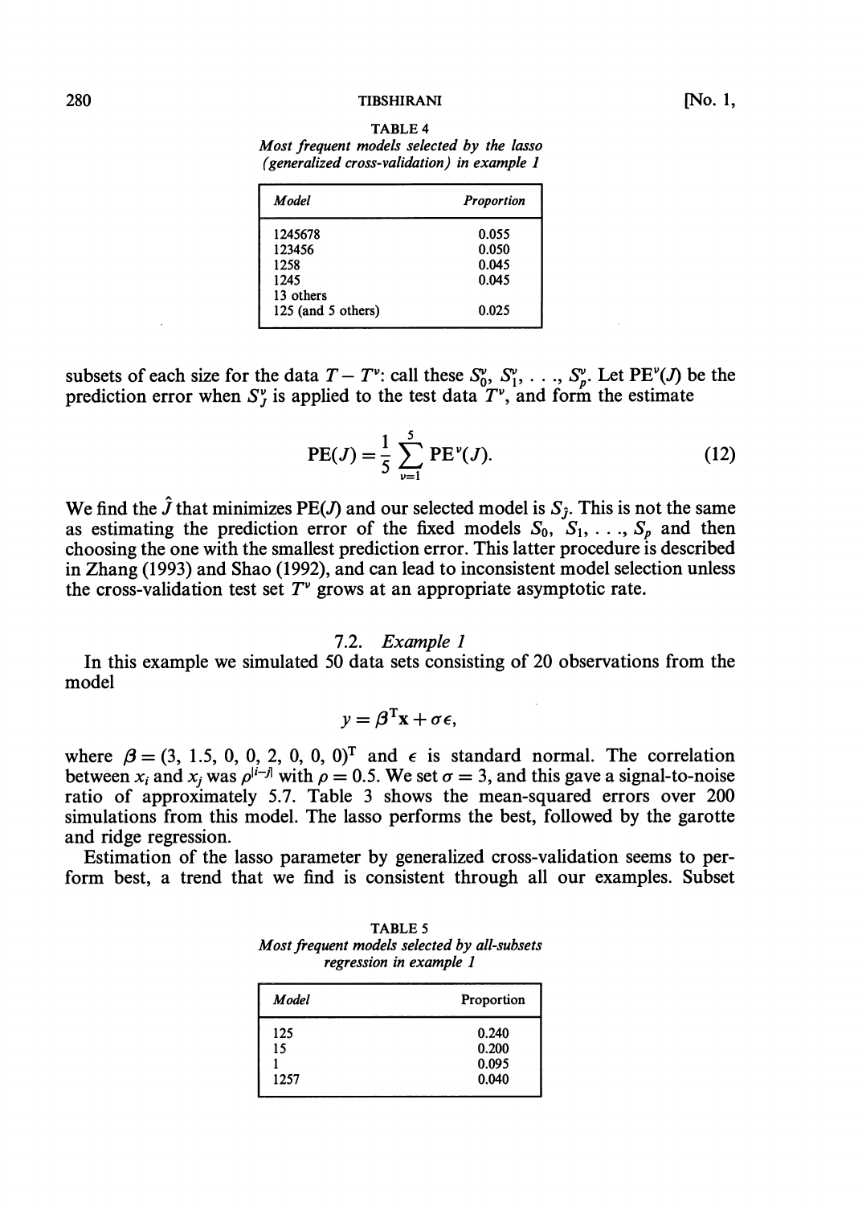TABLE 4
*Most frequent models selected by the lasso (generalized cross-validation) in example 1*

| *Model* | *Proportion* |
|---|---|
| 1245678 | 0.055 |
| 123456 | 0.050 |
| 1258 | 0.045 |
| 1245 | 0.045 |
| 13 others | |
| 125 (and 5 others) | 0.025 |

subsets of each size for the data $T - T^v$: call these $S_0^v, S_1^v, \ldots, S_p^v$. Let $\mathrm{PE}^v(J)$ be the prediction error when $S_J^v$ is applied to the test data $T^v$, and form the estimate

$$\mathrm{PE}(J) = \frac{1}{5} \sum_{v=1}^{5} \mathrm{PE}^v(J). \tag{12}$$

We find the $\hat{J}$ that minimizes $\mathrm{PE}(J)$ and our selected model is $S_{\hat{J}}$. This is not the same as estimating the prediction error of the fixed models $S_0, S_1, \ldots, S_p$ and then choosing the one with the smallest prediction error. This latter procedure is described in Zhang (1993) and Shao (1992), and can lead to inconsistent model selection unless the cross-validation test set $T^v$ grows at an appropriate asymptotic rate.

### 7.2. *Example 1*

In this example we simulated 50 data sets consisting of 20 observations from the model

$$y = \beta^{\mathrm{T}} \mathbf{x} + \sigma \epsilon,$$

where $\beta = (3, 1.5, 0, 0, 2, 0, 0, 0)^{\mathrm{T}}$ and $\epsilon$ is standard normal. The correlation between $x_i$ and $x_j$ was $\rho^{|i-j|}$ with $\rho = 0.5$. We set $\sigma = 3$, and this gave a signal-to-noise ratio of approximately 5.7. Table 3 shows the mean-squared errors over 200 simulations from this model. The lasso performs the best, followed by the garotte and ridge regression.

Estimation of the lasso parameter by generalized cross-validation seems to perform best, a trend that we find is consistent through all our examples. Subset

TABLE 5
*Most frequent models selected by all-subsets regression in example 1*

| *Model* | Proportion |
|---|---|
| 125 | 0.240 |
| 15 | 0.200 |
| 1 | 0.095 |
| 1257 | 0.040 |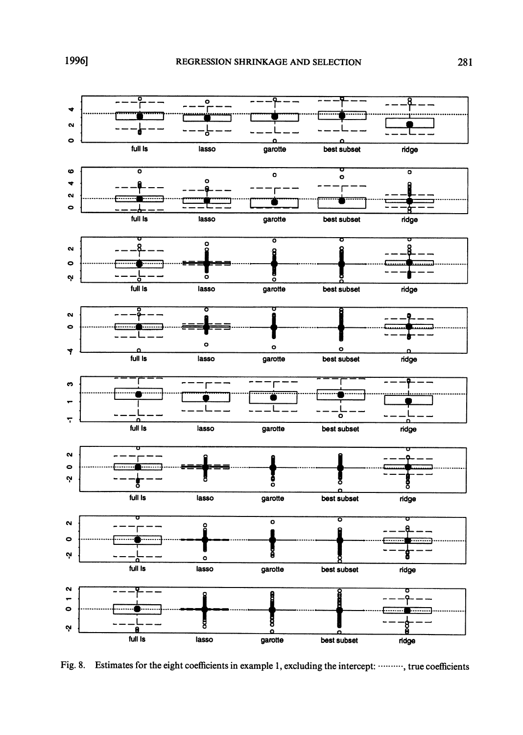Fig. 8. Estimates for the eight coefficients in example 1, excluding the intercept: ·········, true coefficients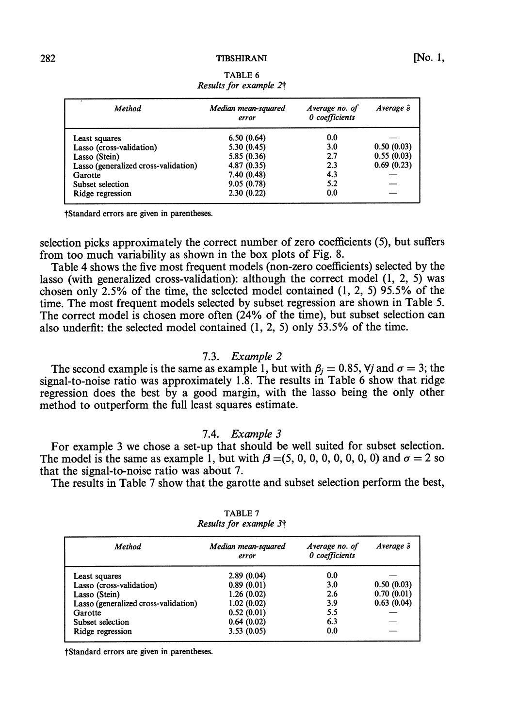TABLE 6
*Results for example 2*†

| *Method* | *Median mean-squared error* | *Average no. of 0 coefficients* | *Average $\hat{s}$* |
|---|---|---|---|
| Least squares | 6.50 (0.64) | 0.0 | — |
| Lasso (cross-validation) | 5.30 (0.45) | 3.0 | 0.50 (0.03) |
| Lasso (Stein) | 5.85 (0.36) | 2.7 | 0.55 (0.03) |
| Lasso (generalized cross-validation) | 4.87 (0.35) | 2.3 | 0.69 (0.23) |
| Garotte | 7.40 (0.48) | 4.3 | — |
| Subset selection | 9.05 (0.78) | 5.2 | — |
| Ridge regression | 2.30 (0.22) | 0.0 | — |

†Standard errors are given in parentheses.

selection picks approximately the correct number of zero coefficients (5), but suffers from too much variability as shown in the box plots of Fig. 8.

Table 4 shows the five most frequent models (non-zero coefficients) selected by the lasso (with generalized cross-validation): although the correct model (1, 2, 5) was chosen only 2.5% of the time, the selected model contained (1, 2, 5) 95.5% of the time. The most frequent models selected by subset regression are shown in Table 5. The correct model is chosen more often (24% of the time), but subset selection can also underfit: the selected model contained (1, 2, 5) only 53.5% of the time.

## 7.3. *Example 2*

The second example is the same as example 1, but with $\beta_j = 0.85, \forall j$ and $\sigma = 3$; the signal-to-noise ratio was approximately 1.8. The results in Table 6 show that ridge regression does the best by a good margin, with the lasso being the only other method to outperform the full least squares estimate.

## 7.4. *Example 3*

For example 3 we chose a set-up that should be well suited for subset selection. The model is the same as example 1, but with $\beta = (5, 0, 0, 0, 0, 0, 0, 0)$ and $\sigma = 2$ so that the signal-to-noise ratio was about 7.

The results in Table 7 show that the garotte and subset selection perform the best,

TABLE 7
*Results for example 3*†

| *Method* | *Median mean-squared error* | *Average no. of 0 coefficients* | *Average $\hat{s}$* |
|---|---|---|---|
| Least squares | 2.89 (0.04) | 0.0 | — |
| Lasso (cross-validation) | 0.89 (0.01) | 3.0 | 0.50 (0.03) |
| Lasso (Stein) | 1.26 (0.02) | 2.6 | 0.70 (0.01) |
| Lasso (generalized cross-validation) | 1.02 (0.02) | 3.9 | 0.63 (0.04) |
| Garotte | 0.52 (0.01) | 5.5 | — |
| Subset selection | 0.64 (0.02) | 6.3 | — |
| Ridge regression | 3.53 (0.05) | 0.0 | — |

†Standard errors are given in parentheses.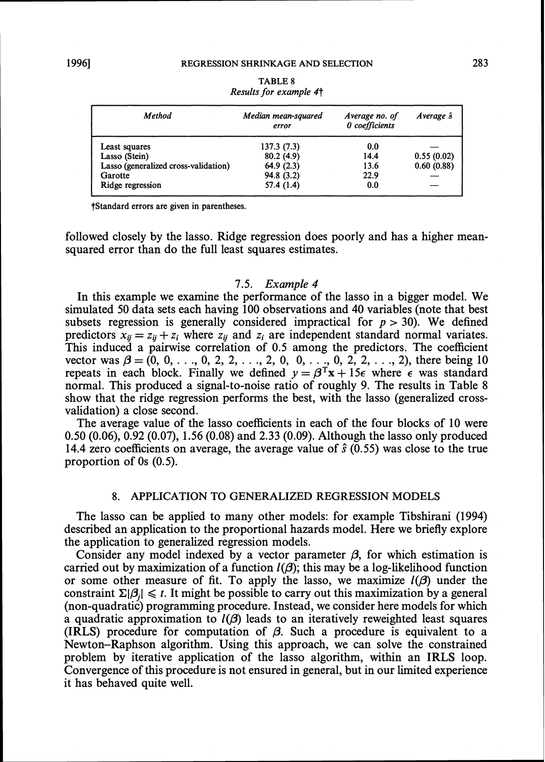TABLE 8
*Results for example 4*†

| *Method* | *Median mean-squared error* | *Average no. of 0 coefficients* | *Average $\hat{s}$* |
|---|---|---|---|
| Least squares | 137.3 (7.3) | 0.0 | — |
| Lasso (Stein) | 80.2 (4.9) | 14.4 | 0.55 (0.02) |
| Lasso (generalized cross-validation) | 64.9 (2.3) | 13.6 | 0.60 (0.88) |
| Garotte | 94.8 (3.2) | 22.9 | — |
| Ridge regression | 57.4 (1.4) | 0.0 | — |

†Standard errors are given in parentheses.

followed closely by the lasso. Ridge regression does poorly and has a higher mean-squared error than do the full least squares estimates.

### 7.5. *Example 4*

In this example we examine the performance of the lasso in a bigger model. We simulated 50 data sets each having 100 observations and 40 variables (note that best subsets regression is generally considered impractical for $p > 30$). We defined predictors $x_{ij} = z_{ij} + z_i$ where $z_{ij}$ and $z_i$ are independent standard normal variates. This induced a pairwise correlation of 0.5 among the predictors. The coefficient vector was $\beta = (0, 0, \ldots, 0, 2, 2, \ldots, 2, 0, 0, \ldots, 0, 2, 2, \ldots, 2)$, there being 10 repeats in each block. Finally we defined $y = \beta^{\mathrm{T}}\mathbf{x} + 15\epsilon$ where $\epsilon$ was standard normal. This produced a signal-to-noise ratio of roughly 9. The results in Table 8 show that the ridge regression performs the best, with the lasso (generalized cross-validation) a close second.

The average value of the lasso coefficients in each of the four blocks of 10 were 0.50 (0.06), 0.92 (0.07), 1.56 (0.08) and 2.33 (0.09). Although the lasso only produced 14.4 zero coefficients on average, the average value of $\hat{s}$ (0.55) was close to the true proportion of 0s (0.5).

## 8. APPLICATION TO GENERALIZED REGRESSION MODELS

The lasso can be applied to many other models: for example Tibshirani (1994) described an application to the proportional hazards model. Here we briefly explore the application to generalized regression models.

Consider any model indexed by a vector parameter $\beta$, for which estimation is carried out by maximization of a function $l(\beta)$; this may be a log-likelihood function or some other measure of fit. To apply the lasso, we maximize $l(\beta)$ under the constraint $\Sigma|\beta_j| \leqslant t$. It might be possible to carry out this maximization by a general (non-quadratic) programming procedure. Instead, we consider here models for which a quadratic approximation to $l(\beta)$ leads to an iteratively reweighted least squares (IRLS) procedure for computation of $\beta$. Such a procedure is equivalent to a Newton–Raphson algorithm. Using this approach, we can solve the constrained problem by iterative application of the lasso algorithm, within an IRLS loop. Convergence of this procedure is not ensured in general, but in our limited experience it has behaved quite well.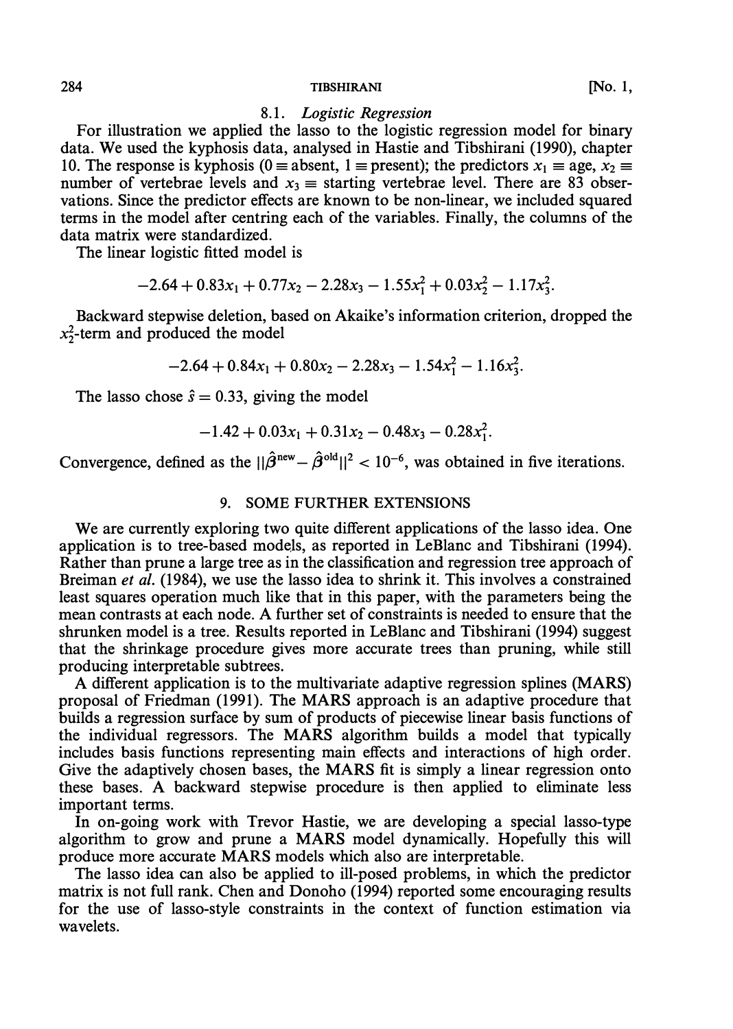### 8.1. *Logistic Regression*

For illustration we applied the lasso to the logistic regression model for binary data. We used the kyphosis data, analysed in Hastie and Tibshirani (1990), chapter 10. The response is kyphosis ($0 \equiv$ absent, $1 \equiv$ present); the predictors $x_1 \equiv$ age, $x_2 \equiv$ number of vertebrae levels and $x_3 \equiv$ starting vertebrae level. There are 83 observations. Since the predictor effects are known to be non-linear, we included squared terms in the model after centring each of the variables. Finally, the columns of the data matrix were standardized.

The linear logistic fitted model is

$$-2.64 + 0.83x_1 + 0.77x_2 - 2.28x_3 - 1.55x_1^2 + 0.03x_2^2 - 1.17x_3^2.$$

Backward stepwise deletion, based on Akaike's information criterion, dropped the $x_2^2$-term and produced the model

$$-2.64 + 0.84x_1 + 0.80x_2 - 2.28x_3 - 1.54x_1^2 - 1.16x_3^2.$$

The lasso chose $\hat{s} = 0.33$, giving the model

$$-1.42 + 0.03x_1 + 0.31x_2 - 0.48x_3 - 0.28x_1^2.$$

Convergence, defined as the $||\hat{\beta}^{\text{new}} - \hat{\beta}^{\text{old}}||^2 < 10^{-6}$, was obtained in five iterations.

## 9. SOME FURTHER EXTENSIONS

We are currently exploring two quite different applications of the lasso idea. One application is to tree-based models, as reported in LeBlanc and Tibshirani (1994). Rather than prune a large tree as in the classification and regression tree approach of Breiman *et al.* (1984), we use the lasso idea to shrink it. This involves a constrained least squares operation much like that in this paper, with the parameters being the mean contrasts at each node. A further set of constraints is needed to ensure that the shrunken model is a tree. Results reported in LeBlanc and Tibshirani (1994) suggest that the shrinkage procedure gives more accurate trees than pruning, while still producing interpretable subtrees.

A different application is to the multivariate adaptive regression splines (MARS) proposal of Friedman (1991). The MARS approach is an adaptive procedure that builds a regression surface by sum of products of piecewise linear basis functions of the individual regressors. The MARS algorithm builds a model that typically includes basis functions representing main effects and interactions of high order. Give the adaptively chosen bases, the MARS fit is simply a linear regression onto these bases. A backward stepwise procedure is then applied to eliminate less important terms.

In on-going work with Trevor Hastie, we are developing a special lasso-type algorithm to grow and prune a MARS model dynamically. Hopefully this will produce more accurate MARS models which also are interpretable.

The lasso idea can also be applied to ill-posed problems, in which the predictor matrix is not full rank. Chen and Donoho (1994) reported some encouraging results for the use of lasso-style constraints in the context of function estimation via wavelets.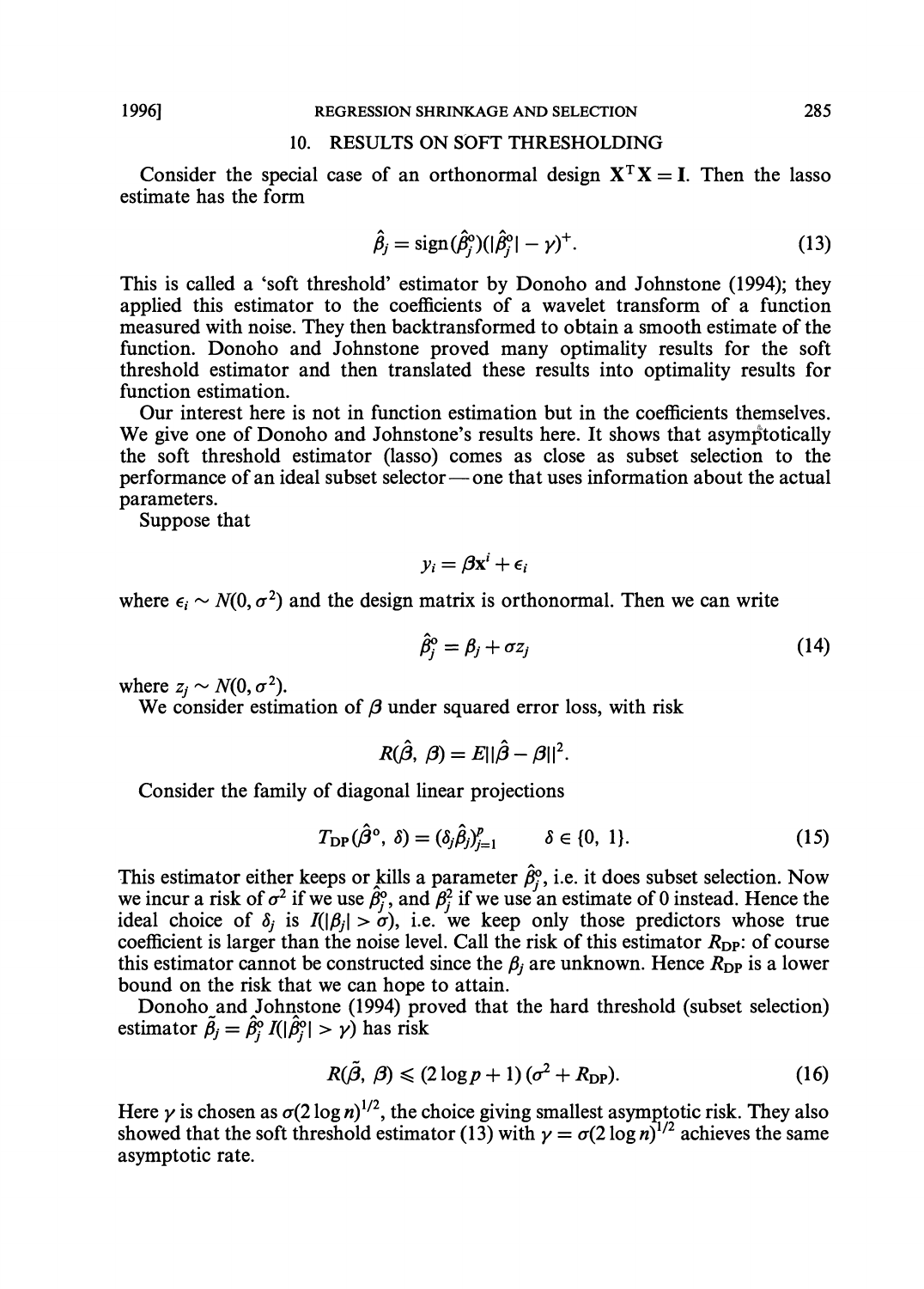## 10. RESULTS ON SOFT THRESHOLDING

Consider the special case of an orthonormal design $\mathbf{X}^T\mathbf{X} = \mathbf{I}$. Then the lasso estimate has the form

$$\hat{\beta}_j = \text{sign}(\hat{\beta}_j^o)(|\hat{\beta}_j^o| - \gamma)^+. \tag{13}$$

This is called a 'soft threshold' estimator by Donoho and Johnstone (1994); they applied this estimator to the coefficients of a wavelet transform of a function measured with noise. They then backtransformed to obtain a smooth estimate of the function. Donoho and Johnstone proved many optimality results for the soft threshold estimator and then translated these results into optimality results for function estimation.

Our interest here is not in function estimation but in the coefficients themselves. We give one of Donoho and Johnstone's results here. It shows that asymptotically the soft threshold estimator (lasso) comes as close as subset selection to the performance of an ideal subset selector — one that uses information about the actual parameters.

Suppose that

$$y_i = \beta \mathbf{x}^i + \epsilon_i$$

where $\epsilon_i \sim N(0, \sigma^2)$ and the design matrix is orthonormal. Then we can write

$$\hat{\beta}_j^o = \beta_j + \sigma z_j \tag{14}$$

where $z_j \sim N(0, \sigma^2)$.

We consider estimation of $\beta$ under squared error loss, with risk

$$R(\hat{\beta}, \beta) = E\|\hat{\beta} - \beta\|^2.$$

Consider the family of diagonal linear projections

$$T_{\text{DP}}(\hat{\beta}^o, \delta) = (\delta_j \hat{\beta}_j)_{j=1}^p \qquad \delta \in \{0, 1\}. \tag{15}$$

This estimator either keeps or kills a parameter $\hat{\beta}_j^o$, i.e. it does subset selection. Now we incur a risk of $\sigma^2$ if we use $\hat{\beta}_j^o$, and $\beta_j^2$ if we use an estimate of 0 instead. Hence the ideal choice of $\delta_j$ is $I(|\beta_j| > \sigma)$, i.e. we keep only those predictors whose true coefficient is larger than the noise level. Call the risk of this estimator $R_{\text{DP}}$: of course this estimator cannot be constructed since the $\beta_j$ are unknown. Hence $R_{\text{DP}}$ is a lower bound on the risk that we can hope to attain.

Donoho and Johnstone (1994) proved that the hard threshold (subset selection) estimator $\tilde{\beta}_j = \hat{\beta}_j^o \, I(|\hat{\beta}_j^o| > \gamma)$ has risk

$$R(\tilde{\beta}, \beta) \leqslant (2 \log p + 1)(\sigma^2 + R_{\text{DP}}). \tag{16}$$

Here $\gamma$ is chosen as $\sigma(2 \log n)^{1/2}$, the choice giving smallest asymptotic risk. They also showed that the soft threshold estimator (13) with $\gamma = \sigma(2 \log n)^{1/2}$ achieves the same asymptotic rate.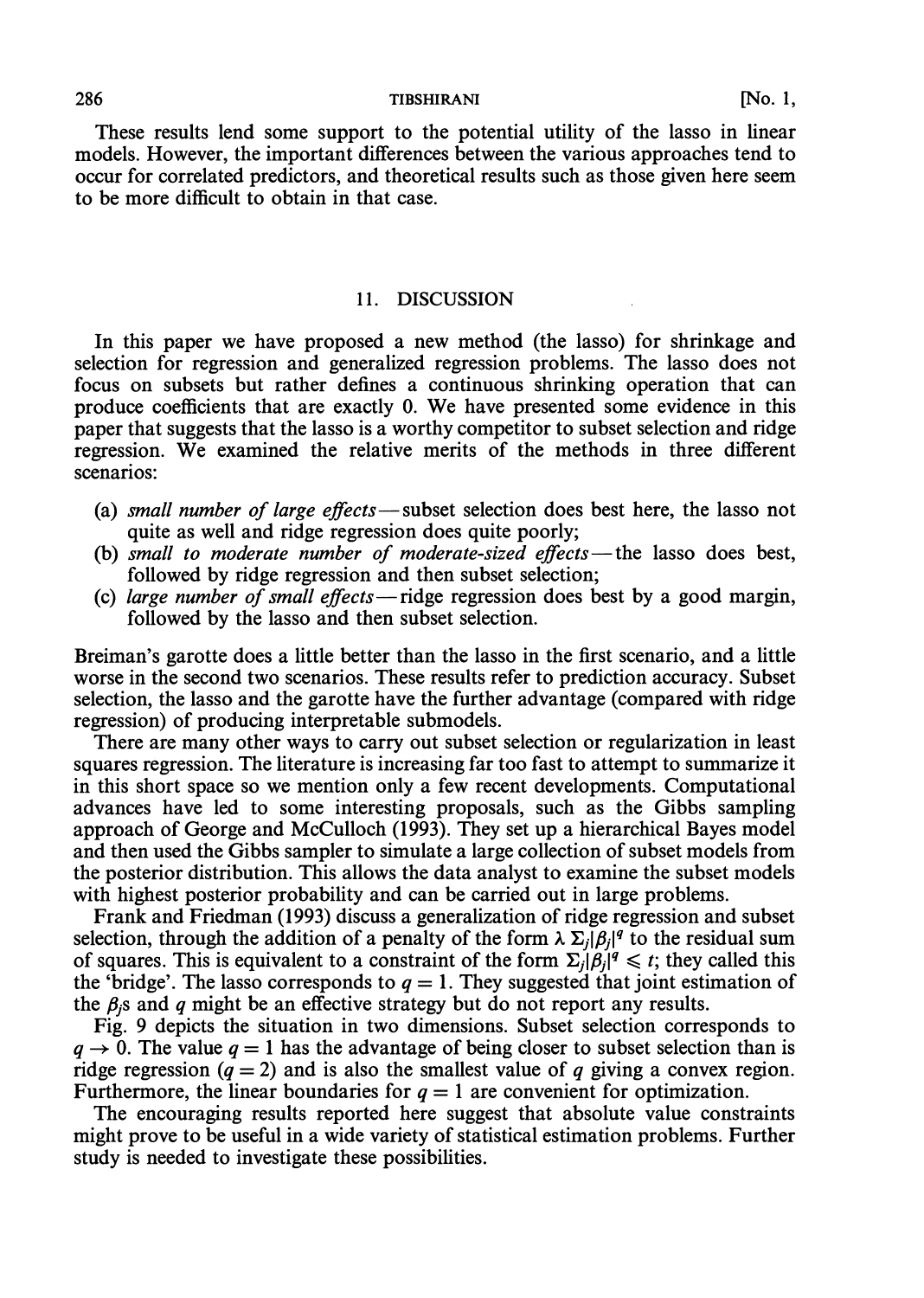These results lend some support to the potential utility of the lasso in linear models. However, the important differences between the various approaches tend to occur for correlated predictors, and theoretical results such as those given here seem to be more difficult to obtain in that case.

## 11. DISCUSSION

In this paper we have proposed a new method (the lasso) for shrinkage and selection for regression and generalized regression problems. The lasso does not focus on subsets but rather defines a continuous shrinking operation that can produce coefficients that are exactly 0. We have presented some evidence in this paper that suggests that the lasso is a worthy competitor to subset selection and ridge regression. We examined the relative merits of the methods in three different scenarios:

(a) *small number of large effects*—subset selection does best here, the lasso not quite as well and ridge regression does quite poorly;
(b) *small to moderate number of moderate-sized effects*—the lasso does best, followed by ridge regression and then subset selection;
(c) *large number of small effects*—ridge regression does best by a good margin, followed by the lasso and then subset selection.

Breiman's garotte does a little better than the lasso in the first scenario, and a little worse in the second two scenarios. These results refer to prediction accuracy. Subset selection, the lasso and the garotte have the further advantage (compared with ridge regression) of producing interpretable submodels.

There are many other ways to carry out subset selection or regularization in least squares regression. The literature is increasing far too fast to attempt to summarize it in this short space so we mention only a few recent developments. Computational advances have led to some interesting proposals, such as the Gibbs sampling approach of George and McCulloch (1993). They set up a hierarchical Bayes model and then used the Gibbs sampler to simulate a large collection of subset models from the posterior distribution. This allows the data analyst to examine the subset models with highest posterior probability and can be carried out in large problems.

Frank and Friedman (1993) discuss a generalization of ridge regression and subset selection, through the addition of a penalty of the form $\lambda \, \Sigma_j |\beta_j|^q$ to the residual sum of squares. This is equivalent to a constraint of the form $\Sigma_j |\beta_j|^q \leqslant t$; they called this the 'bridge'. The lasso corresponds to $q = 1$. They suggested that joint estimation of the $\beta_j$s and $q$ might be an effective strategy but do not report any results.

Fig. 9 depicts the situation in two dimensions. Subset selection corresponds to $q \rightarrow 0$. The value $q = 1$ has the advantage of being closer to subset selection than is ridge regression ($q = 2$) and is also the smallest value of $q$ giving a convex region. Furthermore, the linear boundaries for $q = 1$ are convenient for optimization.

The encouraging results reported here suggest that absolute value constraints might prove to be useful in a wide variety of statistical estimation problems. Further study is needed to investigate these possibilities.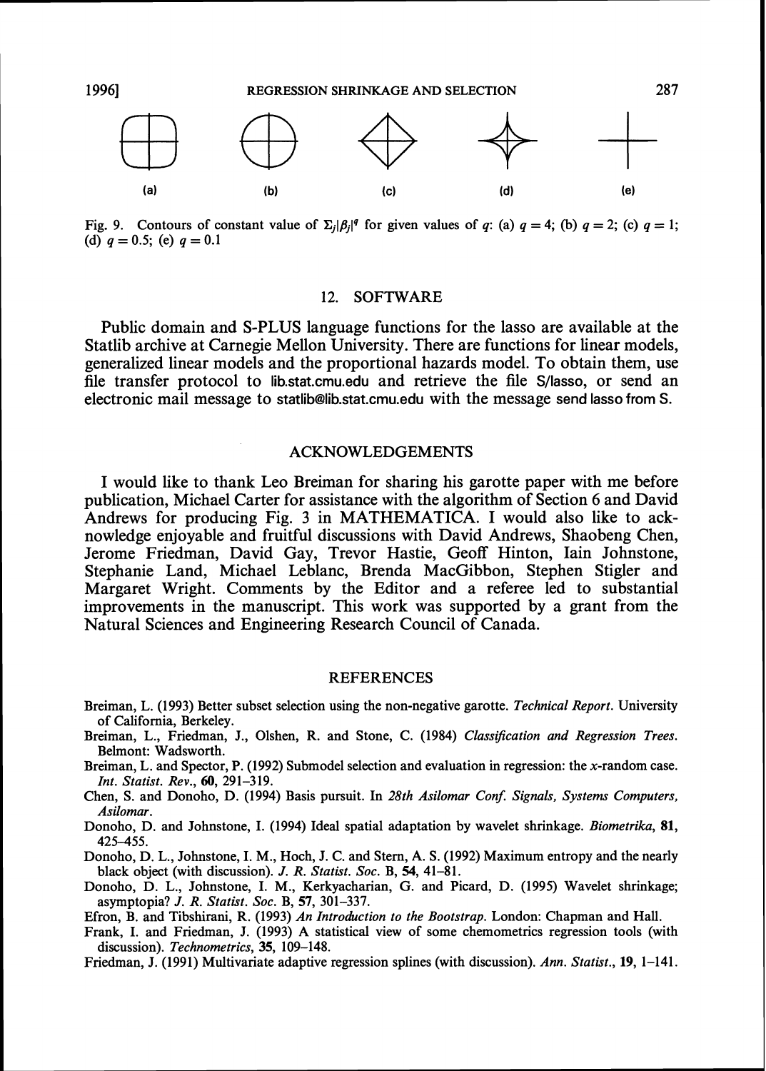Fig. 9. Contours of constant value of $\Sigma_j|\beta_j|^q$ for given values of $q$: (a) $q = 4$; (b) $q = 2$; (c) $q = 1$; (d) $q = 0.5$; (e) $q = 0.1$

## 12. SOFTWARE

Public domain and S-PLUS language functions for the lasso are available at the Statlib archive at Carnegie Mellon University. There are functions for linear models, generalized linear models and the proportional hazards model. To obtain them, use file transfer protocol to lib.stat.cmu.edu and retrieve the file S/lasso, or send an electronic mail message to statlib@lib.stat.cmu.edu with the message send lasso from S.

## ACKNOWLEDGEMENTS

I would like to thank Leo Breiman for sharing his garotte paper with me before publication, Michael Carter for assistance with the algorithm of Section 6 and David Andrews for producing Fig. 3 in MATHEMATICA. I would also like to acknowledge enjoyable and fruitful discussions with David Andrews, Shaobeng Chen, Jerome Friedman, David Gay, Trevor Hastie, Geoff Hinton, Iain Johnstone, Stephanie Land, Michael Leblanc, Brenda MacGibbon, Stephen Stigler and Margaret Wright. Comments by the Editor and a referee led to substantial improvements in the manuscript. This work was supported by a grant from the Natural Sciences and Engineering Research Council of Canada.

## REFERENCES

Breiman, L. (1993) Better subset selection using the non-negative garotte. *Technical Report*. University of California, Berkeley.

Breiman, L., Friedman, J., Olshen, R. and Stone, C. (1984) *Classification and Regression Trees*. Belmont: Wadsworth.

Breiman, L. and Spector, P. (1992) Submodel selection and evaluation in regression: the $x$-random case. *Int. Statist. Rev.*, **60**, 291–319.

Chen, S. and Donoho, D. (1994) Basis pursuit. In *28th Asilomar Conf. Signals, Systems Computers, Asilomar*.

Donoho, D. and Johnstone, I. (1994) Ideal spatial adaptation by wavelet shrinkage. *Biometrika*, **81**, 425–455.

Donoho, D. L., Johnstone, I. M., Hoch, J. C. and Stern, A. S. (1992) Maximum entropy and the nearly black object (with discussion). *J. R. Statist. Soc.* B, **54**, 41–81.

Donoho, D. L., Johnstone, I. M., Kerkyacharian, G. and Picard, D. (1995) Wavelet shrinkage; asymptopia? *J. R. Statist. Soc.* B, **57**, 301–337.

Efron, B. and Tibshirani, R. (1993) *An Introduction to the Bootstrap*. London: Chapman and Hall.

Frank, I. and Friedman, J. (1993) A statistical view of some chemometrics regression tools (with discussion). *Technometrics*, **35**, 109–148.

Friedman, J. (1991) Multivariate adaptive regression splines (with discussion). *Ann. Statist.*, **19**, 1–141.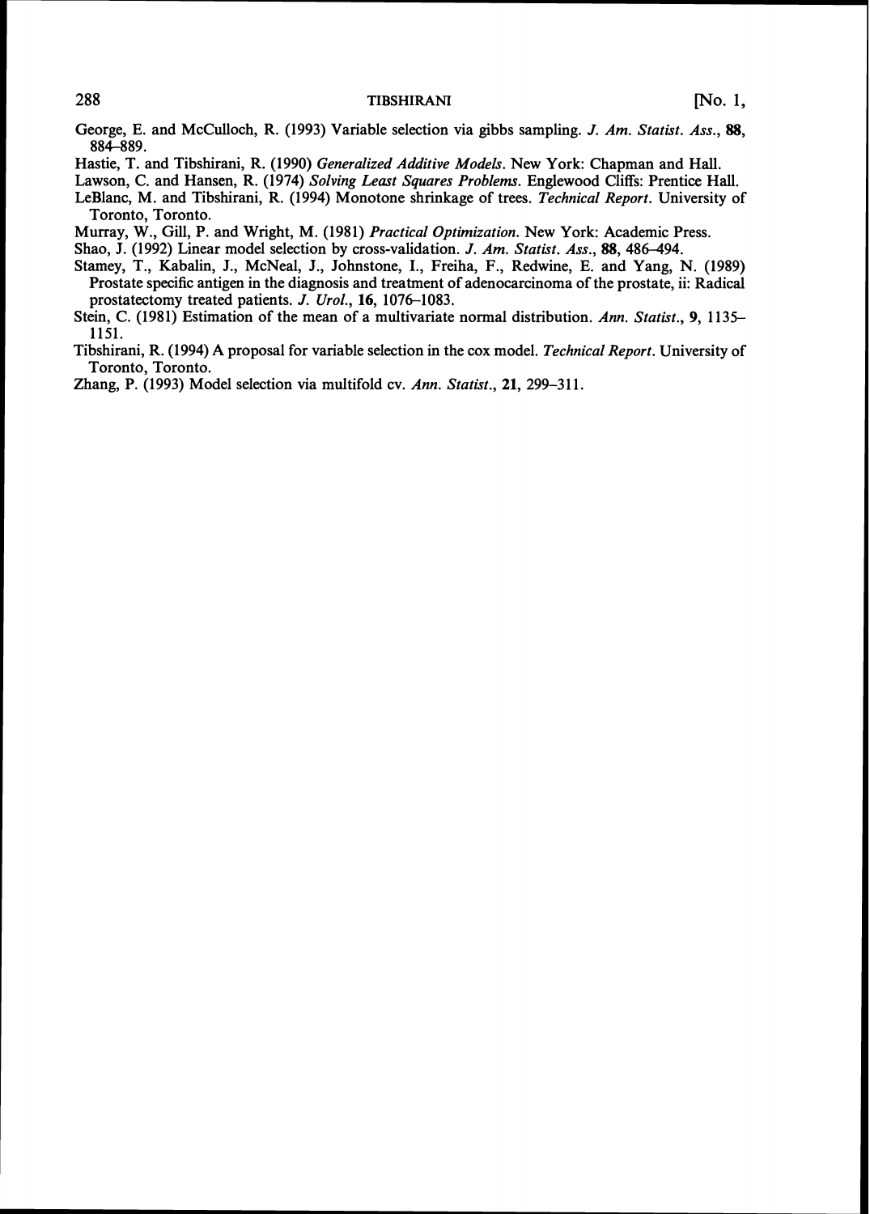George, E. and McCulloch, R. (1993) Variable selection via gibbs sampling. *J. Am. Statist. Ass.*, **88**, 884–889.

Hastie, T. and Tibshirani, R. (1990) *Generalized Additive Models*. New York: Chapman and Hall.

Lawson, C. and Hansen, R. (1974) *Solving Least Squares Problems*. Englewood Cliffs: Prentice Hall.

LeBlanc, M. and Tibshirani, R. (1994) Monotone shrinkage of trees. *Technical Report*. University of Toronto, Toronto.

Murray, W., Gill, P. and Wright, M. (1981) *Practical Optimization*. New York: Academic Press.

Shao, J. (1992) Linear model selection by cross-validation. *J. Am. Statist. Ass.*, **88**, 486–494.

Stamey, T., Kabalin, J., McNeal, J., Johnstone, I., Freiha, F., Redwine, E. and Yang, N. (1989) Prostate specific antigen in the diagnosis and treatment of adenocarcinoma of the prostate, ii: Radical prostatectomy treated patients. *J. Urol.*, **16**, 1076–1083.

Stein, C. (1981) Estimation of the mean of a multivariate normal distribution. *Ann. Statist.*, **9**, 1135–1151.

Tibshirani, R. (1994) A proposal for variable selection in the cox model. *Technical Report*. University of Toronto, Toronto.

Zhang, P. (1993) Model selection via multifold cv. *Ann. Statist.*, **21**, 299–311.